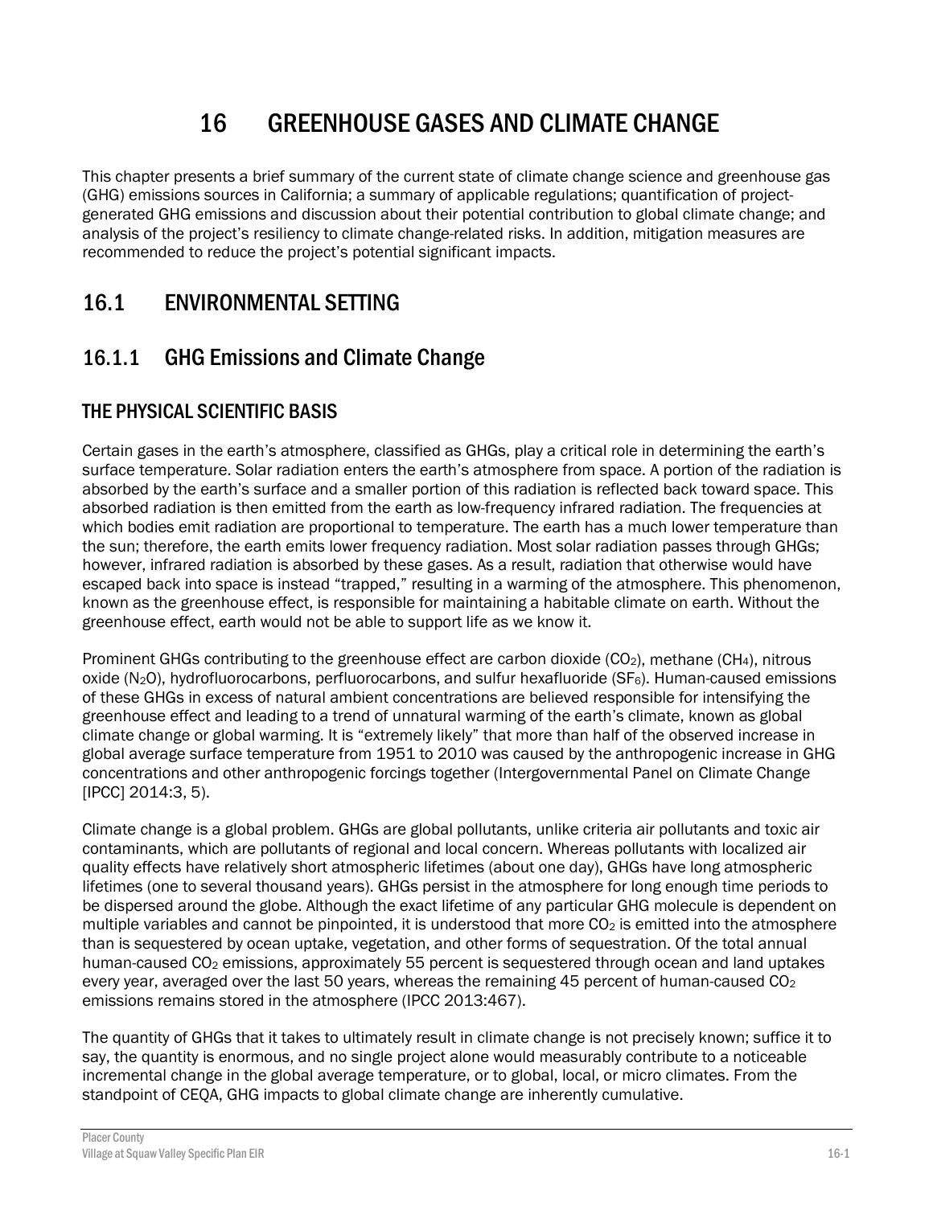# 16 GREENHOUSE GASES AND CLIMATE CHANGE

This chapter presents a brief summary of the current state of climate change science and greenhouse gas (GHG) emissions sources in California; a summary of applicable regulations; quantification of project-generated GHG emissions and discussion about their potential contribution to global climate change; and analysis of the project's resiliency to climate change-related risks. In addition, mitigation measures are recommended to reduce the project's potential significant impacts.

## 16.1 ENVIRONMENTAL SETTING

### 16.1.1 GHG Emissions and Climate Change

#### THE PHYSICAL SCIENTIFIC BASIS

Certain gases in the earth's atmosphere, classified as GHGs, play a critical role in determining the earth's surface temperature. Solar radiation enters the earth's atmosphere from space. A portion of the radiation is absorbed by the earth's surface and a smaller portion of this radiation is reflected back toward space. This absorbed radiation is then emitted from the earth as low-frequency infrared radiation. The frequencies at which bodies emit radiation are proportional to temperature. The earth has a much lower temperature than the sun; therefore, the earth emits lower frequency radiation. Most solar radiation passes through GHGs; however, infrared radiation is absorbed by these gases. As a result, radiation that otherwise would have escaped back into space is instead "trapped," resulting in a warming of the atmosphere. This phenomenon, known as the greenhouse effect, is responsible for maintaining a habitable climate on earth. Without the greenhouse effect, earth would not be able to support life as we know it.

Prominent GHGs contributing to the greenhouse effect are carbon dioxide ($CO_2$), methane ($CH_4$), nitrous oxide ($N_2O$), hydrofluorocarbons, perfluorocarbons, and sulfur hexafluoride ($SF_6$). Human-caused emissions of these GHGs in excess of natural ambient concentrations are believed responsible for intensifying the greenhouse effect and leading to a trend of unnatural warming of the earth's climate, known as global climate change or global warming. It is "extremely likely" that more than half of the observed increase in global average surface temperature from 1951 to 2010 was caused by the anthropogenic increase in GHG concentrations and other anthropogenic forcings together (Intergovernmental Panel on Climate Change [IPCC] 2014:3, 5).

Climate change is a global problem. GHGs are global pollutants, unlike criteria air pollutants and toxic air contaminants, which are pollutants of regional and local concern. Whereas pollutants with localized air quality effects have relatively short atmospheric lifetimes (about one day), GHGs have long atmospheric lifetimes (one to several thousand years). GHGs persist in the atmosphere for long enough time periods to be dispersed around the globe. Although the exact lifetime of any particular GHG molecule is dependent on multiple variables and cannot be pinpointed, it is understood that more $CO_2$ is emitted into the atmosphere than is sequestered by ocean uptake, vegetation, and other forms of sequestration. Of the total annual human-caused $CO_2$ emissions, approximately 55 percent is sequestered through ocean and land uptakes every year, averaged over the last 50 years, whereas the remaining 45 percent of human-caused $CO_2$ emissions remains stored in the atmosphere (IPCC 2013:467).

The quantity of GHGs that it takes to ultimately result in climate change is not precisely known; suffice it to say, the quantity is enormous, and no single project alone would measurably contribute to a noticeable incremental change in the global average temperature, or to global, local, or micro climates. From the standpoint of CEQA, GHG impacts to global climate change are inherently cumulative.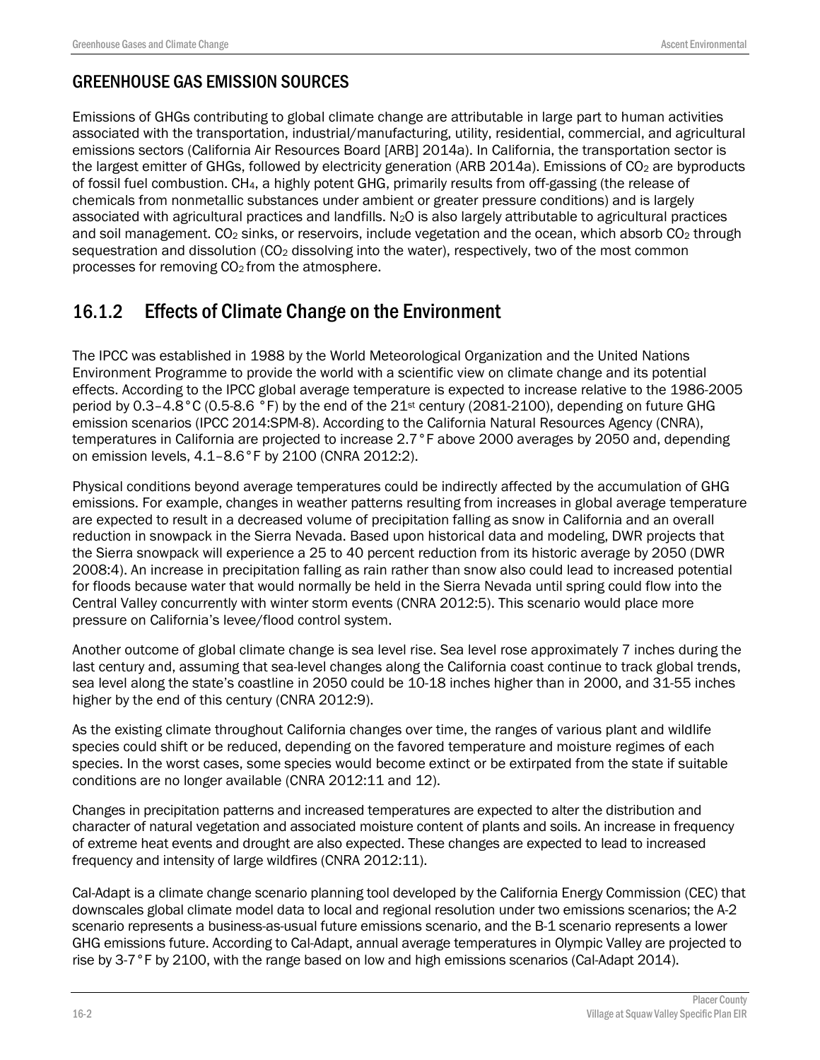## GREENHOUSE GAS EMISSION SOURCES

Emissions of GHGs contributing to global climate change are attributable in large part to human activities associated with the transportation, industrial/manufacturing, utility, residential, commercial, and agricultural emissions sectors (California Air Resources Board [ARB] 2014a). In California, the transportation sector is the largest emitter of GHGs, followed by electricity generation (ARB 2014a). Emissions of $CO_2$ are byproducts of fossil fuel combustion. $CH_4$, a highly potent GHG, primarily results from off-gassing (the release of chemicals from nonmetallic substances under ambient or greater pressure conditions) and is largely associated with agricultural practices and landfills. $N_2O$ is also largely attributable to agricultural practices and soil management. $CO_2$ sinks, or reservoirs, include vegetation and the ocean, which absorb $CO_2$ through sequestration and dissolution ($CO_2$ dissolving into the water), respectively, two of the most common processes for removing $CO_2$ from the atmosphere.

## 16.1.2 Effects of Climate Change on the Environment

The IPCC was established in 1988 by the World Meteorological Organization and the United Nations Environment Programme to provide the world with a scientific view on climate change and its potential effects. According to the IPCC global average temperature is expected to increase relative to the 1986-2005 period by 0.3–4.8°C (0.5-8.6 °F) by the end of the 21st century (2081-2100), depending on future GHG emission scenarios (IPCC 2014:SPM-8). According to the California Natural Resources Agency (CNRA), temperatures in California are projected to increase 2.7°F above 2000 averages by 2050 and, depending on emission levels, 4.1–8.6°F by 2100 (CNRA 2012:2).

Physical conditions beyond average temperatures could be indirectly affected by the accumulation of GHG emissions. For example, changes in weather patterns resulting from increases in global average temperature are expected to result in a decreased volume of precipitation falling as snow in California and an overall reduction in snowpack in the Sierra Nevada. Based upon historical data and modeling, DWR projects that the Sierra snowpack will experience a 25 to 40 percent reduction from its historic average by 2050 (DWR 2008:4). An increase in precipitation falling as rain rather than snow also could lead to increased potential for floods because water that would normally be held in the Sierra Nevada until spring could flow into the Central Valley concurrently with winter storm events (CNRA 2012:5). This scenario would place more pressure on California's levee/flood control system.

Another outcome of global climate change is sea level rise. Sea level rose approximately 7 inches during the last century and, assuming that sea-level changes along the California coast continue to track global trends, sea level along the state's coastline in 2050 could be 10-18 inches higher than in 2000, and 31-55 inches higher by the end of this century (CNRA 2012:9).

As the existing climate throughout California changes over time, the ranges of various plant and wildlife species could shift or be reduced, depending on the favored temperature and moisture regimes of each species. In the worst cases, some species would become extinct or be extirpated from the state if suitable conditions are no longer available (CNRA 2012:11 and 12).

Changes in precipitation patterns and increased temperatures are expected to alter the distribution and character of natural vegetation and associated moisture content of plants and soils. An increase in frequency of extreme heat events and drought are also expected. These changes are expected to lead to increased frequency and intensity of large wildfires (CNRA 2012:11).

Cal-Adapt is a climate change scenario planning tool developed by the California Energy Commission (CEC) that downscales global climate model data to local and regional resolution under two emissions scenarios; the A-2 scenario represents a business-as-usual future emissions scenario, and the B-1 scenario represents a lower GHG emissions future. According to Cal-Adapt, annual average temperatures in Olympic Valley are projected to rise by 3-7°F by 2100, with the range based on low and high emissions scenarios (Cal-Adapt 2014).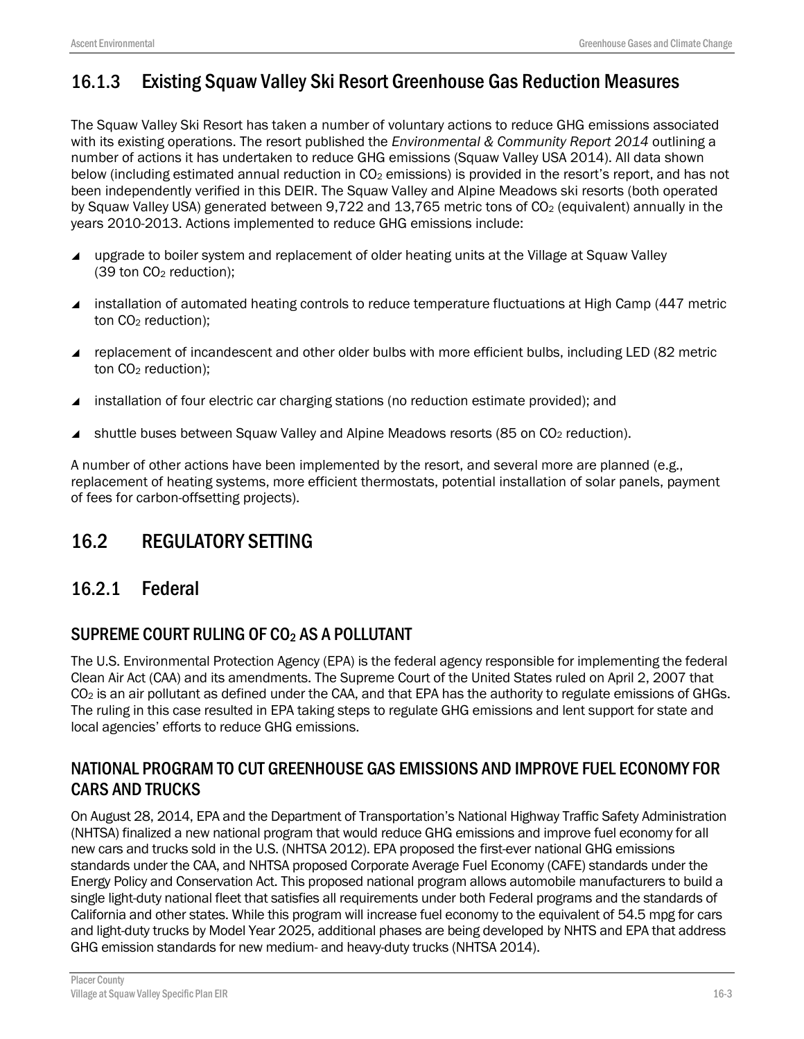## 16.1.3 Existing Squaw Valley Ski Resort Greenhouse Gas Reduction Measures

The Squaw Valley Ski Resort has taken a number of voluntary actions to reduce GHG emissions associated with its existing operations. The resort published the *Environmental & Community Report 2014* outlining a number of actions it has undertaken to reduce GHG emissions (Squaw Valley USA 2014). All data shown below (including estimated annual reduction in $CO_2$ emissions) is provided in the resort's report, and has not been independently verified in this DEIR. The Squaw Valley and Alpine Meadows ski resorts (both operated by Squaw Valley USA) generated between 9,722 and 13,765 metric tons of $CO_2$ (equivalent) annually in the years 2010-2013. Actions implemented to reduce GHG emissions include:

- upgrade to boiler system and replacement of older heating units at the Village at Squaw Valley (39 ton $CO_2$ reduction);
- installation of automated heating controls to reduce temperature fluctuations at High Camp (447 metric ton $CO_2$ reduction);
- replacement of incandescent and other older bulbs with more efficient bulbs, including LED (82 metric ton $CO_2$ reduction);
- installation of four electric car charging stations (no reduction estimate provided); and
- shuttle buses between Squaw Valley and Alpine Meadows resorts (85 on $CO_2$ reduction).

A number of other actions have been implemented by the resort, and several more are planned (e.g., replacement of heating systems, more efficient thermostats, potential installation of solar panels, payment of fees for carbon-offsetting projects).

# 16.2 REGULATORY SETTING

## 16.2.1 Federal

### SUPREME COURT RULING OF $CO_2$ AS A POLLUTANT

The U.S. Environmental Protection Agency (EPA) is the federal agency responsible for implementing the federal Clean Air Act (CAA) and its amendments. The Supreme Court of the United States ruled on April 2, 2007 that $CO_2$ is an air pollutant as defined under the CAA, and that EPA has the authority to regulate emissions of GHGs. The ruling in this case resulted in EPA taking steps to regulate GHG emissions and lent support for state and local agencies' efforts to reduce GHG emissions.

### NATIONAL PROGRAM TO CUT GREENHOUSE GAS EMISSIONS AND IMPROVE FUEL ECONOMY FOR CARS AND TRUCKS

On August 28, 2014, EPA and the Department of Transportation's National Highway Traffic Safety Administration (NHTSA) finalized a new national program that would reduce GHG emissions and improve fuel economy for all new cars and trucks sold in the U.S. (NHTSA 2012). EPA proposed the first-ever national GHG emissions standards under the CAA, and NHTSA proposed Corporate Average Fuel Economy (CAFE) standards under the Energy Policy and Conservation Act. This proposed national program allows automobile manufacturers to build a single light-duty national fleet that satisfies all requirements under both Federal programs and the standards of California and other states. While this program will increase fuel economy to the equivalent of 54.5 mpg for cars and light-duty trucks by Model Year 2025, additional phases are being developed by NHTS and EPA that address GHG emission standards for new medium- and heavy-duty trucks (NHTSA 2014).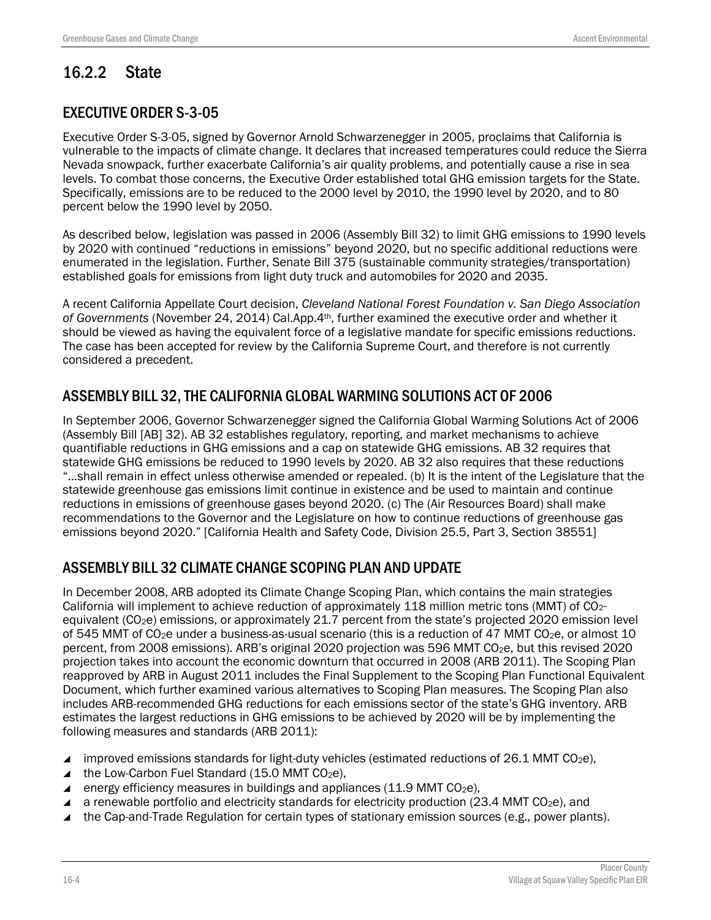## 16.2.2 State

### EXECUTIVE ORDER S-3-05

Executive Order S-3-05, signed by Governor Arnold Schwarzenegger in 2005, proclaims that California is vulnerable to the impacts of climate change. It declares that increased temperatures could reduce the Sierra Nevada snowpack, further exacerbate California's air quality problems, and potentially cause a rise in sea levels. To combat those concerns, the Executive Order established total GHG emission targets for the State. Specifically, emissions are to be reduced to the 2000 level by 2010, the 1990 level by 2020, and to 80 percent below the 1990 level by 2050.

As described below, legislation was passed in 2006 (Assembly Bill 32) to limit GHG emissions to 1990 levels by 2020 with continued "reductions in emissions" beyond 2020, but no specific additional reductions were enumerated in the legislation. Further, Senate Bill 375 (sustainable community strategies/transportation) established goals for emissions from light duty truck and automobiles for 2020 and 2035.

A recent California Appellate Court decision, *Cleveland National Forest Foundation v. San Diego Association of Governments* (November 24, 2014) Cal.App.4th, further examined the executive order and whether it should be viewed as having the equivalent force of a legislative mandate for specific emissions reductions. The case has been accepted for review by the California Supreme Court, and therefore is not currently considered a precedent.

### ASSEMBLY BILL 32, THE CALIFORNIA GLOBAL WARMING SOLUTIONS ACT OF 2006

In September 2006, Governor Schwarzenegger signed the California Global Warming Solutions Act of 2006 (Assembly Bill [AB] 32). AB 32 establishes regulatory, reporting, and market mechanisms to achieve quantifiable reductions in GHG emissions and a cap on statewide GHG emissions. AB 32 requires that statewide GHG emissions be reduced to 1990 levels by 2020. AB 32 also requires that these reductions "…shall remain in effect unless otherwise amended or repealed. (b) It is the intent of the Legislature that the statewide greenhouse gas emissions limit continue in existence and be used to maintain and continue reductions in emissions of greenhouse gases beyond 2020. (c) The (Air Resources Board) shall make recommendations to the Governor and the Legislature on how to continue reductions of greenhouse gas emissions beyond 2020." [California Health and Safety Code, Division 25.5, Part 3, Section 38551]

### ASSEMBLY BILL 32 CLIMATE CHANGE SCOPING PLAN AND UPDATE

In December 2008, ARB adopted its Climate Change Scoping Plan, which contains the main strategies California will implement to achieve reduction of approximately 118 million metric tons (MMT) of $CO_2$-equivalent ($CO_2e$) emissions, or approximately 21.7 percent from the state's projected 2020 emission level of 545 MMT of $CO_2e$ under a business-as-usual scenario (this is a reduction of 47 MMT $CO_2e$, or almost 10 percent, from 2008 emissions). ARB's original 2020 projection was 596 MMT $CO_2e$, but this revised 2020 projection takes into account the economic downturn that occurred in 2008 (ARB 2011). The Scoping Plan reapproved by ARB in August 2011 includes the Final Supplement to the Scoping Plan Functional Equivalent Document, which further examined various alternatives to Scoping Plan measures. The Scoping Plan also includes ARB-recommended GHG reductions for each emissions sector of the state's GHG inventory. ARB estimates the largest reductions in GHG emissions to be achieved by 2020 will be by implementing the following measures and standards (ARB 2011):

- improved emissions standards for light-duty vehicles (estimated reductions of 26.1 MMT $CO_2e$),
- the Low-Carbon Fuel Standard (15.0 MMT $CO_2e$),
- energy efficiency measures in buildings and appliances (11.9 MMT $CO_2e$),
- a renewable portfolio and electricity standards for electricity production (23.4 MMT $CO_2e$), and
- the Cap-and-Trade Regulation for certain types of stationary emission sources (e.g., power plants).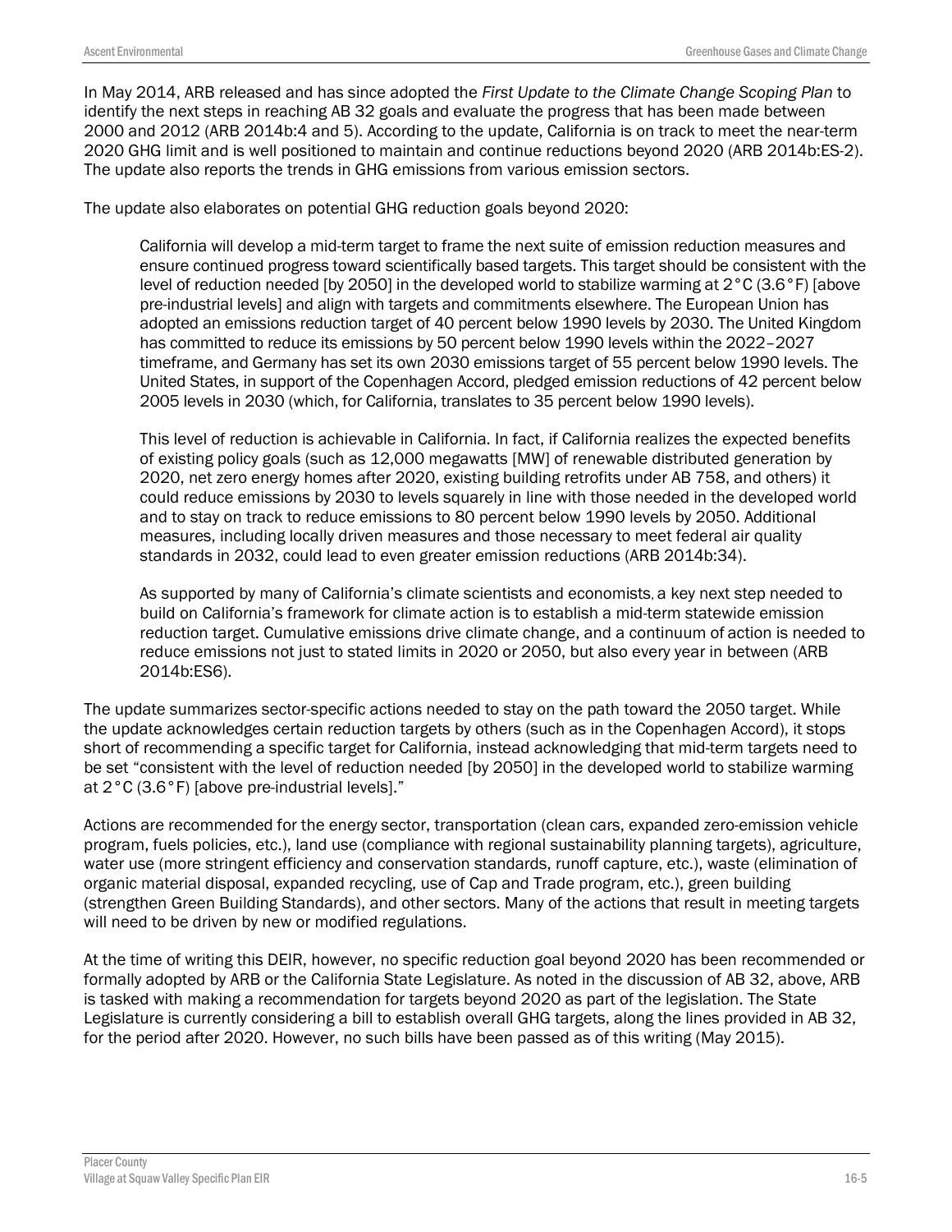In May 2014, ARB released and has since adopted the *First Update to the Climate Change Scoping Plan* to identify the next steps in reaching AB 32 goals and evaluate the progress that has been made between 2000 and 2012 (ARB 2014b:4 and 5). According to the update, California is on track to meet the near-term 2020 GHG limit and is well positioned to maintain and continue reductions beyond 2020 (ARB 2014b:ES-2). The update also reports the trends in GHG emissions from various emission sectors.

The update also elaborates on potential GHG reduction goals beyond 2020:

> California will develop a mid-term target to frame the next suite of emission reduction measures and ensure continued progress toward scientifically based targets. This target should be consistent with the level of reduction needed [by 2050] in the developed world to stabilize warming at 2°C (3.6°F) [above pre-industrial levels] and align with targets and commitments elsewhere. The European Union has adopted an emissions reduction target of 40 percent below 1990 levels by 2030. The United Kingdom has committed to reduce its emissions by 50 percent below 1990 levels within the 2022–2027 timeframe, and Germany has set its own 2030 emissions target of 55 percent below 1990 levels. The United States, in support of the Copenhagen Accord, pledged emission reductions of 42 percent below 2005 levels in 2030 (which, for California, translates to 35 percent below 1990 levels).
>
> This level of reduction is achievable in California. In fact, if California realizes the expected benefits of existing policy goals (such as 12,000 megawatts [MW] of renewable distributed generation by 2020, net zero energy homes after 2020, existing building retrofits under AB 758, and others) it could reduce emissions by 2030 to levels squarely in line with those needed in the developed world and to stay on track to reduce emissions to 80 percent below 1990 levels by 2050. Additional measures, including locally driven measures and those necessary to meet federal air quality standards in 2032, could lead to even greater emission reductions (ARB 2014b:34).
>
> As supported by many of California's climate scientists and economists, a key next step needed to build on California's framework for climate action is to establish a mid-term statewide emission reduction target. Cumulative emissions drive climate change, and a continuum of action is needed to reduce emissions not just to stated limits in 2020 or 2050, but also every year in between (ARB 2014b:ES6).

The update summarizes sector-specific actions needed to stay on the path toward the 2050 target. While the update acknowledges certain reduction targets by others (such as in the Copenhagen Accord), it stops short of recommending a specific target for California, instead acknowledging that mid-term targets need to be set "consistent with the level of reduction needed [by 2050] in the developed world to stabilize warming at 2°C (3.6°F) [above pre-industrial levels]."

Actions are recommended for the energy sector, transportation (clean cars, expanded zero-emission vehicle program, fuels policies, etc.), land use (compliance with regional sustainability planning targets), agriculture, water use (more stringent efficiency and conservation standards, runoff capture, etc.), waste (elimination of organic material disposal, expanded recycling, use of Cap and Trade program, etc.), green building (strengthen Green Building Standards), and other sectors. Many of the actions that result in meeting targets will need to be driven by new or modified regulations.

At the time of writing this DEIR, however, no specific reduction goal beyond 2020 has been recommended or formally adopted by ARB or the California State Legislature. As noted in the discussion of AB 32, above, ARB is tasked with making a recommendation for targets beyond 2020 as part of the legislation. The State Legislature is currently considering a bill to establish overall GHG targets, along the lines provided in AB 32, for the period after 2020. However, no such bills have been passed as of this writing (May 2015).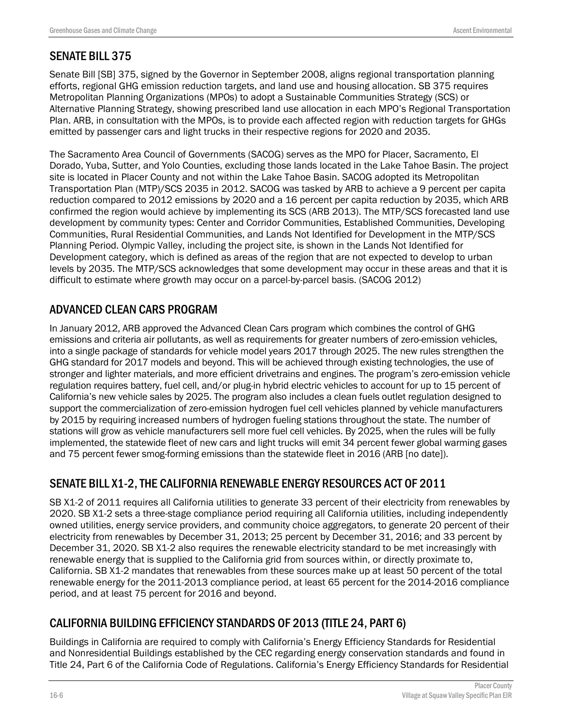## SENATE BILL 375

Senate Bill [SB] 375, signed by the Governor in September 2008, aligns regional transportation planning efforts, regional GHG emission reduction targets, and land use and housing allocation. SB 375 requires Metropolitan Planning Organizations (MPOs) to adopt a Sustainable Communities Strategy (SCS) or Alternative Planning Strategy, showing prescribed land use allocation in each MPO's Regional Transportation Plan. ARB, in consultation with the MPOs, is to provide each affected region with reduction targets for GHGs emitted by passenger cars and light trucks in their respective regions for 2020 and 2035.

The Sacramento Area Council of Governments (SACOG) serves as the MPO for Placer, Sacramento, El Dorado, Yuba, Sutter, and Yolo Counties, excluding those lands located in the Lake Tahoe Basin. The project site is located in Placer County and not within the Lake Tahoe Basin. SACOG adopted its Metropolitan Transportation Plan (MTP)/SCS 2035 in 2012. SACOG was tasked by ARB to achieve a 9 percent per capita reduction compared to 2012 emissions by 2020 and a 16 percent per capita reduction by 2035, which ARB confirmed the region would achieve by implementing its SCS (ARB 2013). The MTP/SCS forecasted land use development by community types: Center and Corridor Communities, Established Communities, Developing Communities, Rural Residential Communities, and Lands Not Identified for Development in the MTP/SCS Planning Period. Olympic Valley, including the project site, is shown in the Lands Not Identified for Development category, which is defined as areas of the region that are not expected to develop to urban levels by 2035. The MTP/SCS acknowledges that some development may occur in these areas and that it is difficult to estimate where growth may occur on a parcel-by-parcel basis. (SACOG 2012)

## ADVANCED CLEAN CARS PROGRAM

In January 2012, ARB approved the Advanced Clean Cars program which combines the control of GHG emissions and criteria air pollutants, as well as requirements for greater numbers of zero-emission vehicles, into a single package of standards for vehicle model years 2017 through 2025. The new rules strengthen the GHG standard for 2017 models and beyond. This will be achieved through existing technologies, the use of stronger and lighter materials, and more efficient drivetrains and engines. The program's zero-emission vehicle regulation requires battery, fuel cell, and/or plug-in hybrid electric vehicles to account for up to 15 percent of California's new vehicle sales by 2025. The program also includes a clean fuels outlet regulation designed to support the commercialization of zero-emission hydrogen fuel cell vehicles planned by vehicle manufacturers by 2015 by requiring increased numbers of hydrogen fueling stations throughout the state. The number of stations will grow as vehicle manufacturers sell more fuel cell vehicles. By 2025, when the rules will be fully implemented, the statewide fleet of new cars and light trucks will emit 34 percent fewer global warming gases and 75 percent fewer smog-forming emissions than the statewide fleet in 2016 (ARB [no date]).

## SENATE BILL X1-2, THE CALIFORNIA RENEWABLE ENERGY RESOURCES ACT OF 2011

SB X1-2 of 2011 requires all California utilities to generate 33 percent of their electricity from renewables by 2020. SB X1-2 sets a three-stage compliance period requiring all California utilities, including independently owned utilities, energy service providers, and community choice aggregators, to generate 20 percent of their electricity from renewables by December 31, 2013; 25 percent by December 31, 2016; and 33 percent by December 31, 2020. SB X1-2 also requires the renewable electricity standard to be met increasingly with renewable energy that is supplied to the California grid from sources within, or directly proximate to, California. SB X1-2 mandates that renewables from these sources make up at least 50 percent of the total renewable energy for the 2011-2013 compliance period, at least 65 percent for the 2014-2016 compliance period, and at least 75 percent for 2016 and beyond.

## CALIFORNIA BUILDING EFFICIENCY STANDARDS OF 2013 (TITLE 24, PART 6)

Buildings in California are required to comply with California's Energy Efficiency Standards for Residential and Nonresidential Buildings established by the CEC regarding energy conservation standards and found in Title 24, Part 6 of the California Code of Regulations. California's Energy Efficiency Standards for Residential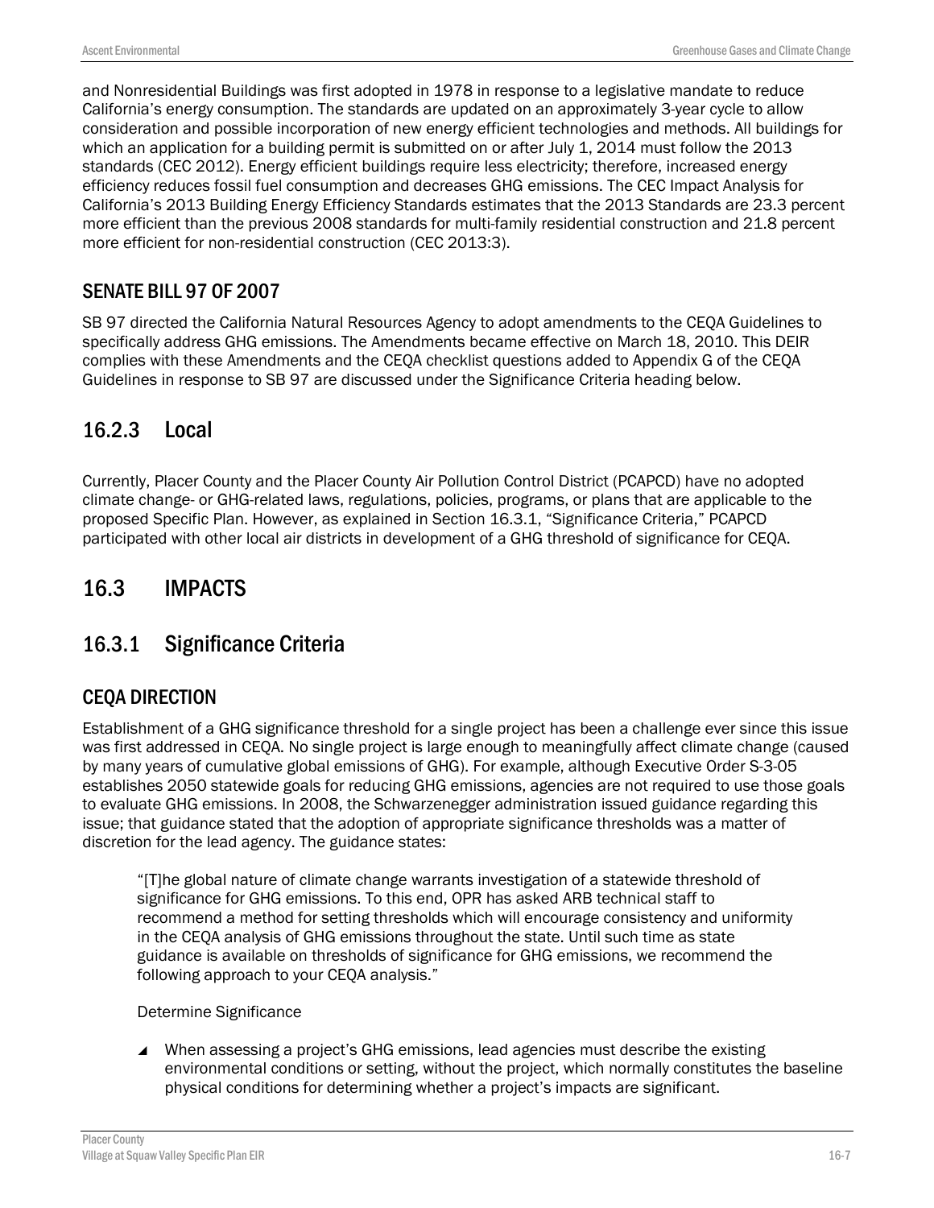and Nonresidential Buildings was first adopted in 1978 in response to a legislative mandate to reduce California's energy consumption. The standards are updated on an approximately 3-year cycle to allow consideration and possible incorporation of new energy efficient technologies and methods. All buildings for which an application for a building permit is submitted on or after July 1, 2014 must follow the 2013 standards (CEC 2012). Energy efficient buildings require less electricity; therefore, increased energy efficiency reduces fossil fuel consumption and decreases GHG emissions. The CEC Impact Analysis for California's 2013 Building Energy Efficiency Standards estimates that the 2013 Standards are 23.3 percent more efficient than the previous 2008 standards for multi-family residential construction and 21.8 percent more efficient for non-residential construction (CEC 2013:3).

### SENATE BILL 97 OF 2007

SB 97 directed the California Natural Resources Agency to adopt amendments to the CEQA Guidelines to specifically address GHG emissions. The Amendments became effective on March 18, 2010. This DEIR complies with these Amendments and the CEQA checklist questions added to Appendix G of the CEQA Guidelines in response to SB 97 are discussed under the Significance Criteria heading below.

## 16.2.3 Local

Currently, Placer County and the Placer County Air Pollution Control District (PCAPCD) have no adopted climate change- or GHG-related laws, regulations, policies, programs, or plans that are applicable to the proposed Specific Plan. However, as explained in Section 16.3.1, "Significance Criteria," PCAPCD participated with other local air districts in development of a GHG threshold of significance for CEQA.

# 16.3 IMPACTS

## 16.3.1 Significance Criteria

### CEQA DIRECTION

Establishment of a GHG significance threshold for a single project has been a challenge ever since this issue was first addressed in CEQA. No single project is large enough to meaningfully affect climate change (caused by many years of cumulative global emissions of GHG). For example, although Executive Order S-3-05 establishes 2050 statewide goals for reducing GHG emissions, agencies are not required to use those goals to evaluate GHG emissions. In 2008, the Schwarzenegger administration issued guidance regarding this issue; that guidance stated that the adoption of appropriate significance thresholds was a matter of discretion for the lead agency. The guidance states:

> "[T]he global nature of climate change warrants investigation of a statewide threshold of significance for GHG emissions. To this end, OPR has asked ARB technical staff to recommend a method for setting thresholds which will encourage consistency and uniformity in the CEQA analysis of GHG emissions throughout the state. Until such time as state guidance is available on thresholds of significance for GHG emissions, we recommend the following approach to your CEQA analysis."
>
> Determine Significance
>
> - When assessing a project's GHG emissions, lead agencies must describe the existing environmental conditions or setting, without the project, which normally constitutes the baseline physical conditions for determining whether a project's impacts are significant.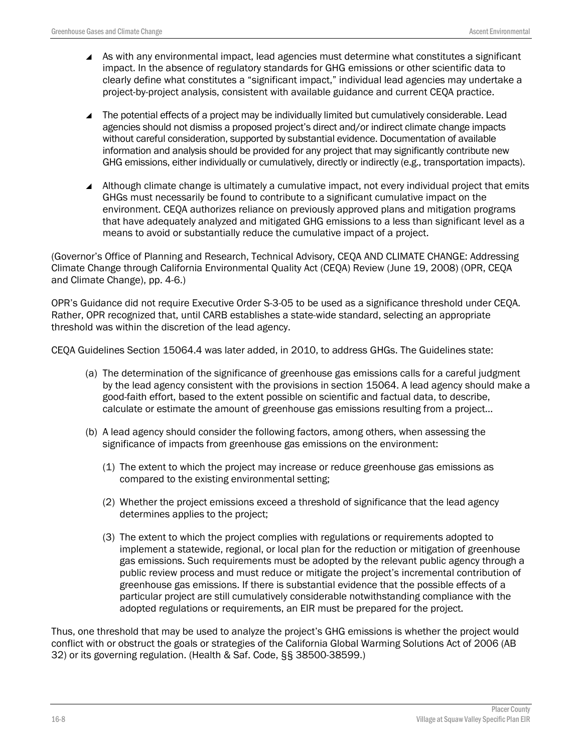- As with any environmental impact, lead agencies must determine what constitutes a significant impact. In the absence of regulatory standards for GHG emissions or other scientific data to clearly define what constitutes a "significant impact," individual lead agencies may undertake a project-by-project analysis, consistent with available guidance and current CEQA practice.
- The potential effects of a project may be individually limited but cumulatively considerable. Lead agencies should not dismiss a proposed project's direct and/or indirect climate change impacts without careful consideration, supported by substantial evidence. Documentation of available information and analysis should be provided for any project that may significantly contribute new GHG emissions, either individually or cumulatively, directly or indirectly (e.g., transportation impacts).
- Although climate change is ultimately a cumulative impact, not every individual project that emits GHGs must necessarily be found to contribute to a significant cumulative impact on the environment. CEQA authorizes reliance on previously approved plans and mitigation programs that have adequately analyzed and mitigated GHG emissions to a less than significant level as a means to avoid or substantially reduce the cumulative impact of a project.

(Governor's Office of Planning and Research, Technical Advisory, CEQA AND CLIMATE CHANGE: Addressing Climate Change through California Environmental Quality Act (CEQA) Review (June 19, 2008) (OPR, CEQA and Climate Change), pp. 4-6.)

OPR's Guidance did not require Executive Order S-3-05 to be used as a significance threshold under CEQA. Rather, OPR recognized that, until CARB establishes a state-wide standard, selecting an appropriate threshold was within the discretion of the lead agency.

CEQA Guidelines Section 15064.4 was later added, in 2010, to address GHGs. The Guidelines state:

> (a) The determination of the significance of greenhouse gas emissions calls for a careful judgment by the lead agency consistent with the provisions in section 15064. A lead agency should make a good-faith effort, based to the extent possible on scientific and factual data, to describe, calculate or estimate the amount of greenhouse gas emissions resulting from a project...
>
> (b) A lead agency should consider the following factors, among others, when assessing the significance of impacts from greenhouse gas emissions on the environment:
>
> (1) The extent to which the project may increase or reduce greenhouse gas emissions as compared to the existing environmental setting;
>
> (2) Whether the project emissions exceed a threshold of significance that the lead agency determines applies to the project;
>
> (3) The extent to which the project complies with regulations or requirements adopted to implement a statewide, regional, or local plan for the reduction or mitigation of greenhouse gas emissions. Such requirements must be adopted by the relevant public agency through a public review process and must reduce or mitigate the project's incremental contribution of greenhouse gas emissions. If there is substantial evidence that the possible effects of a particular project are still cumulatively considerable notwithstanding compliance with the adopted regulations or requirements, an EIR must be prepared for the project.

Thus, one threshold that may be used to analyze the project's GHG emissions is whether the project would conflict with or obstruct the goals or strategies of the California Global Warming Solutions Act of 2006 (AB 32) or its governing regulation. (Health & Saf. Code, §§ 38500-38599.)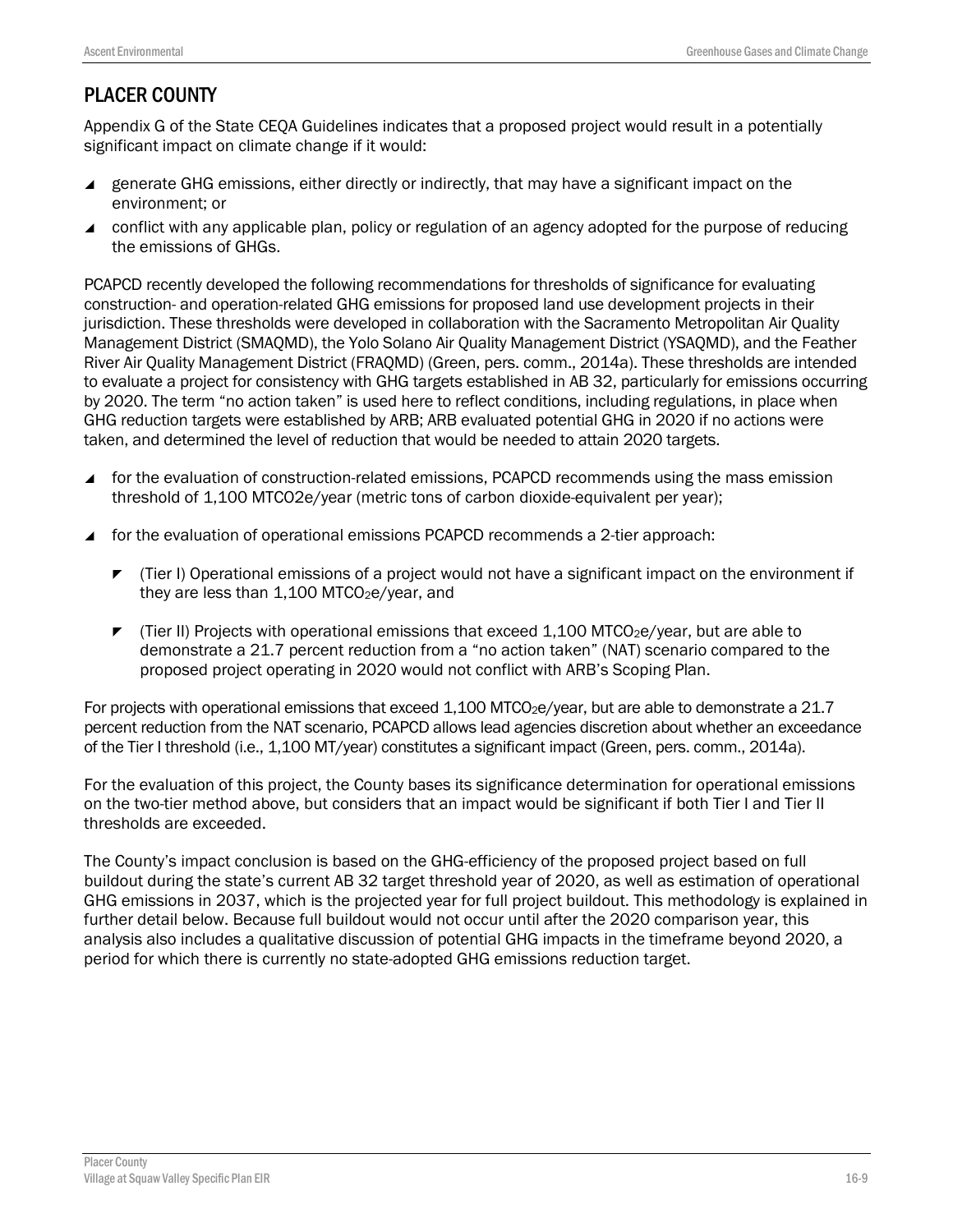## PLACER COUNTY

Appendix G of the State CEQA Guidelines indicates that a proposed project would result in a potentially significant impact on climate change if it would:

- generate GHG emissions, either directly or indirectly, that may have a significant impact on the environment; or
- conflict with any applicable plan, policy or regulation of an agency adopted for the purpose of reducing the emissions of GHGs.

PCAPCD recently developed the following recommendations for thresholds of significance for evaluating construction- and operation-related GHG emissions for proposed land use development projects in their jurisdiction. These thresholds were developed in collaboration with the Sacramento Metropolitan Air Quality Management District (SMAQMD), the Yolo Solano Air Quality Management District (YSAQMD), and the Feather River Air Quality Management District (FRAQMD) (Green, pers. comm., 2014a). These thresholds are intended to evaluate a project for consistency with GHG targets established in AB 32, particularly for emissions occurring by 2020. The term "no action taken" is used here to reflect conditions, including regulations, in place when GHG reduction targets were established by ARB; ARB evaluated potential GHG in 2020 if no actions were taken, and determined the level of reduction that would be needed to attain 2020 targets.

- for the evaluation of construction-related emissions, PCAPCD recommends using the mass emission threshold of 1,100 MTCO2e/year (metric tons of carbon dioxide-equivalent per year);
- for the evaluation of operational emissions PCAPCD recommends a 2-tier approach:
  - (Tier I) Operational emissions of a project would not have a significant impact on the environment if they are less than 1,100 $MTCO_2e$/year, and
  - (Tier II) Projects with operational emissions that exceed 1,100 $MTCO_2e$/year, but are able to demonstrate a 21.7 percent reduction from a "no action taken" (NAT) scenario compared to the proposed project operating in 2020 would not conflict with ARB's Scoping Plan.

For projects with operational emissions that exceed 1,100 $MTCO_2e$/year, but are able to demonstrate a 21.7 percent reduction from the NAT scenario, PCAPCD allows lead agencies discretion about whether an exceedance of the Tier I threshold (i.e., 1,100 MT/year) constitutes a significant impact (Green, pers. comm., 2014a).

For the evaluation of this project, the County bases its significance determination for operational emissions on the two-tier method above, but considers that an impact would be significant if both Tier I and Tier II thresholds are exceeded.

The County's impact conclusion is based on the GHG-efficiency of the proposed project based on full buildout during the state's current AB 32 target threshold year of 2020, as well as estimation of operational GHG emissions in 2037, which is the projected year for full project buildout. This methodology is explained in further detail below. Because full buildout would not occur until after the 2020 comparison year, this analysis also includes a qualitative discussion of potential GHG impacts in the timeframe beyond 2020, a period for which there is currently no state-adopted GHG emissions reduction target.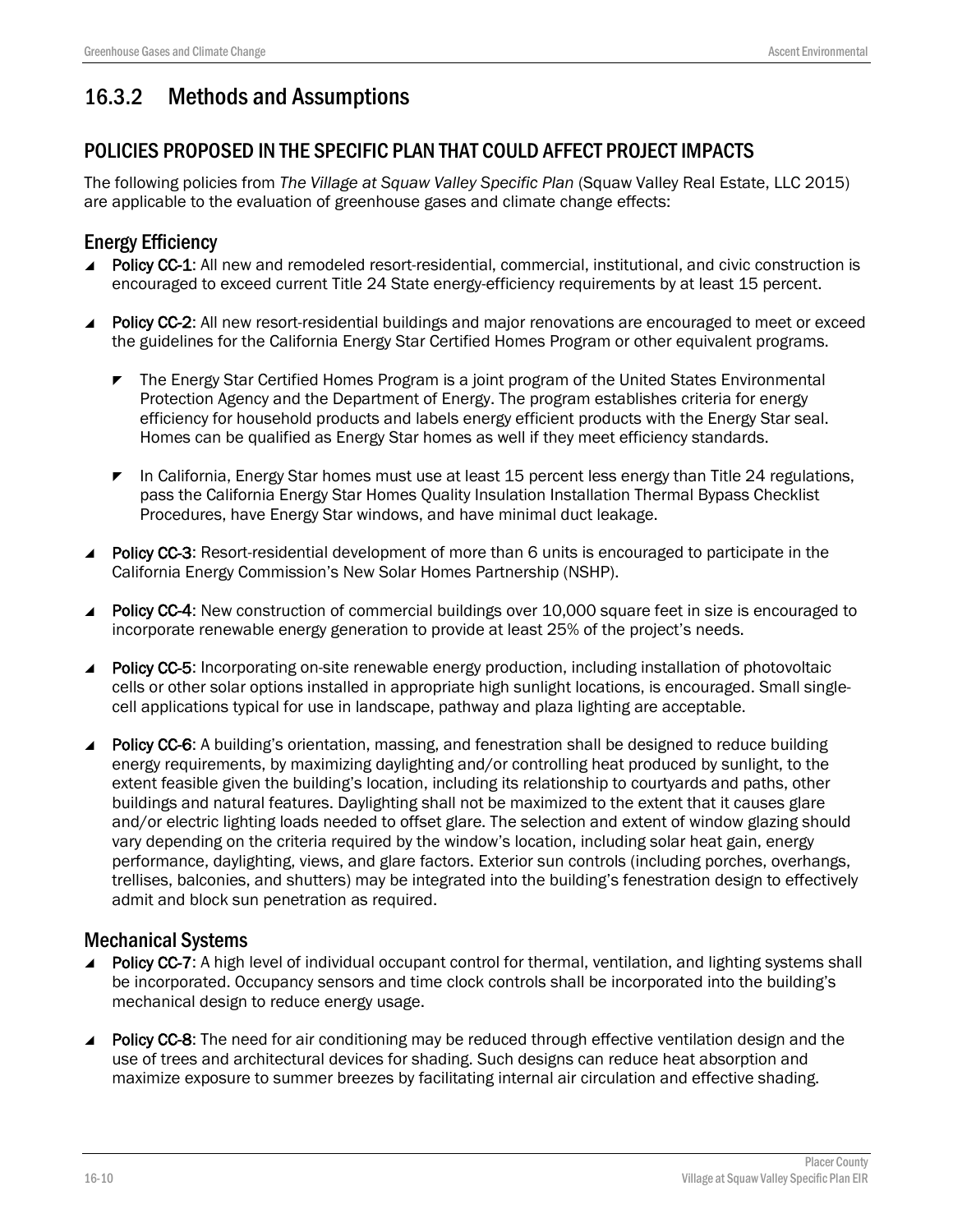## 16.3.2 Methods and Assumptions

### POLICIES PROPOSED IN THE SPECIFIC PLAN THAT COULD AFFECT PROJECT IMPACTS

The following policies from *The Village at Squaw Valley Specific Plan* (Squaw Valley Real Estate, LLC 2015) are applicable to the evaluation of greenhouse gases and climate change effects:

#### Energy Efficiency

- **Policy CC-1**: All new and remodeled resort-residential, commercial, institutional, and civic construction is encouraged to exceed current Title 24 State energy-efficiency requirements by at least 15 percent.

- **Policy CC-2**: All new resort-residential buildings and major renovations are encouraged to meet or exceed the guidelines for the California Energy Star Certified Homes Program or other equivalent programs.

  - The Energy Star Certified Homes Program is a joint program of the United States Environmental Protection Agency and the Department of Energy. The program establishes criteria for energy efficiency for household products and labels energy efficient products with the Energy Star seal. Homes can be qualified as Energy Star homes as well if they meet efficiency standards.

  - In California, Energy Star homes must use at least 15 percent less energy than Title 24 regulations, pass the California Energy Star Homes Quality Insulation Installation Thermal Bypass Checklist Procedures, have Energy Star windows, and have minimal duct leakage.

- **Policy CC-3**: Resort-residential development of more than 6 units is encouraged to participate in the California Energy Commission's New Solar Homes Partnership (NSHP).

- **Policy CC-4**: New construction of commercial buildings over 10,000 square feet in size is encouraged to incorporate renewable energy generation to provide at least 25% of the project's needs.

- **Policy CC-5**: Incorporating on-site renewable energy production, including installation of photovoltaic cells or other solar options installed in appropriate high sunlight locations, is encouraged. Small single-cell applications typical for use in landscape, pathway and plaza lighting are acceptable.

- **Policy CC-6**: A building's orientation, massing, and fenestration shall be designed to reduce building energy requirements, by maximizing daylighting and/or controlling heat produced by sunlight, to the extent feasible given the building's location, including its relationship to courtyards and paths, other buildings and natural features. Daylighting shall not be maximized to the extent that it causes glare and/or electric lighting loads needed to offset glare. The selection and extent of window glazing should vary depending on the criteria required by the window's location, including solar heat gain, energy performance, daylighting, views, and glare factors. Exterior sun controls (including porches, overhangs, trellises, balconies, and shutters) may be integrated into the building's fenestration design to effectively admit and block sun penetration as required.

#### Mechanical Systems

- **Policy CC-7**: A high level of individual occupant control for thermal, ventilation, and lighting systems shall be incorporated. Occupancy sensors and time clock controls shall be incorporated into the building's mechanical design to reduce energy usage.

- **Policy CC-8**: The need for air conditioning may be reduced through effective ventilation design and the use of trees and architectural devices for shading. Such designs can reduce heat absorption and maximize exposure to summer breezes by facilitating internal air circulation and effective shading.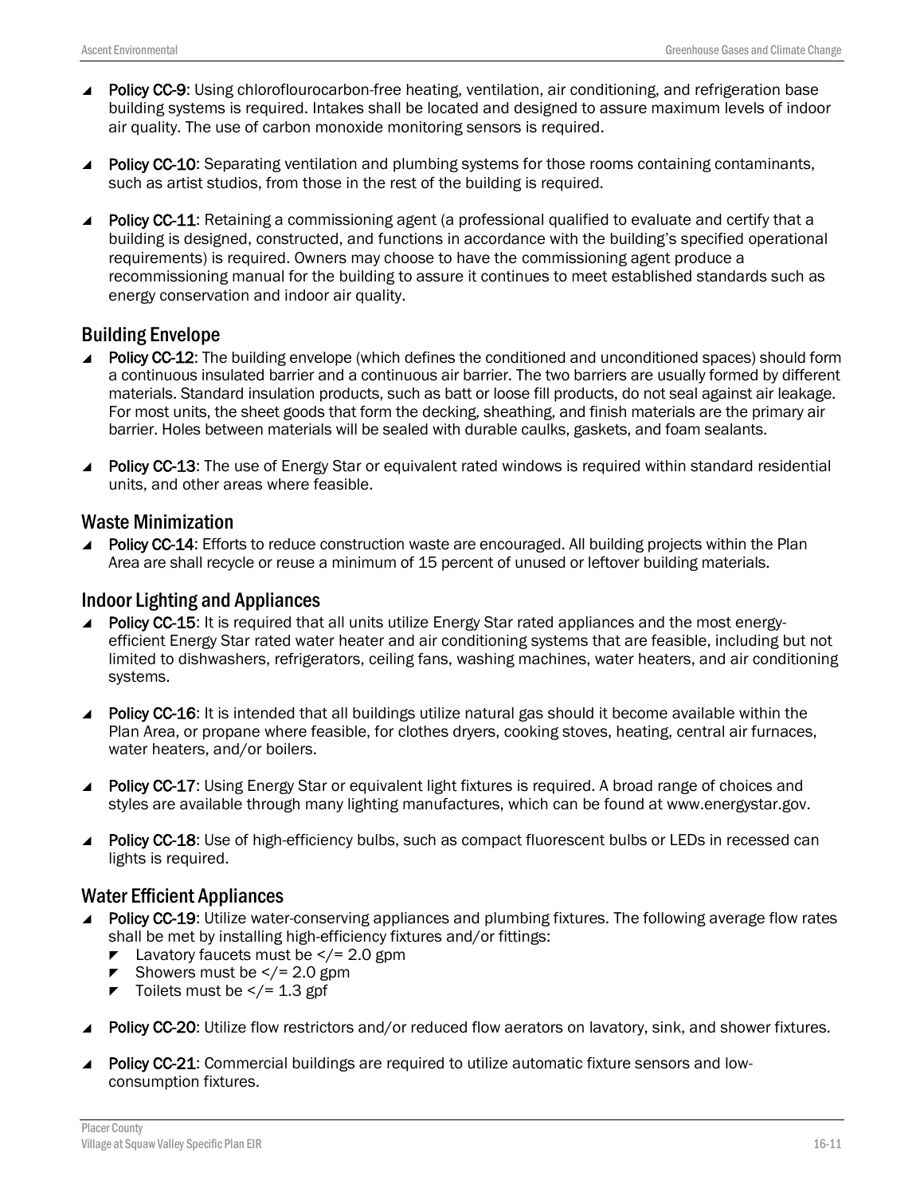- **Policy CC-9**: Using chloroflourocarbon-free heating, ventilation, air conditioning, and refrigeration base building systems is required. Intakes shall be located and designed to assure maximum levels of indoor air quality. The use of carbon monoxide monitoring sensors is required.

- **Policy CC-10**: Separating ventilation and plumbing systems for those rooms containing contaminants, such as artist studios, from those in the rest of the building is required.

- **Policy CC-11**: Retaining a commissioning agent (a professional qualified to evaluate and certify that a building is designed, constructed, and functions in accordance with the building's specified operational requirements) is required. Owners may choose to have the commissioning agent produce a recommissioning manual for the building to assure it continues to meet established standards such as energy conservation and indoor air quality.

## Building Envelope

- **Policy CC-12**: The building envelope (which defines the conditioned and unconditioned spaces) should form a continuous insulated barrier and a continuous air barrier. The two barriers are usually formed by different materials. Standard insulation products, such as batt or loose fill products, do not seal against air leakage. For most units, the sheet goods that form the decking, sheathing, and finish materials are the primary air barrier. Holes between materials will be sealed with durable caulks, gaskets, and foam sealants.

- **Policy CC-13**: The use of Energy Star or equivalent rated windows is required within standard residential units, and other areas where feasible.

## Waste Minimization

- **Policy CC-14**: Efforts to reduce construction waste are encouraged. All building projects within the Plan Area are shall recycle or reuse a minimum of 15 percent of unused or leftover building materials.

## Indoor Lighting and Appliances

- **Policy CC-15**: It is required that all units utilize Energy Star rated appliances and the most energy-efficient Energy Star rated water heater and air conditioning systems that are feasible, including but not limited to dishwashers, refrigerators, ceiling fans, washing machines, water heaters, and air conditioning systems.

- **Policy CC-16**: It is intended that all buildings utilize natural gas should it become available within the Plan Area, or propane where feasible, for clothes dryers, cooking stoves, heating, central air furnaces, water heaters, and/or boilers.

- **Policy CC-17**: Using Energy Star or equivalent light fixtures is required. A broad range of choices and styles are available through many lighting manufactures, which can be found at www.energystar.gov.

- **Policy CC-18**: Use of high-efficiency bulbs, such as compact fluorescent bulbs or LEDs in recessed can lights is required.

## Water Efficient Appliances

- **Policy CC-19**: Utilize water-conserving appliances and plumbing fixtures. The following average flow rates shall be met by installing high-efficiency fixtures and/or fittings:
  - Lavatory faucets must be </= 2.0 gpm
  - Showers must be </= 2.0 gpm
  - Toilets must be </= 1.3 gpf

- **Policy CC-20**: Utilize flow restrictors and/or reduced flow aerators on lavatory, sink, and shower fixtures.

- **Policy CC-21**: Commercial buildings are required to utilize automatic fixture sensors and low-consumption fixtures.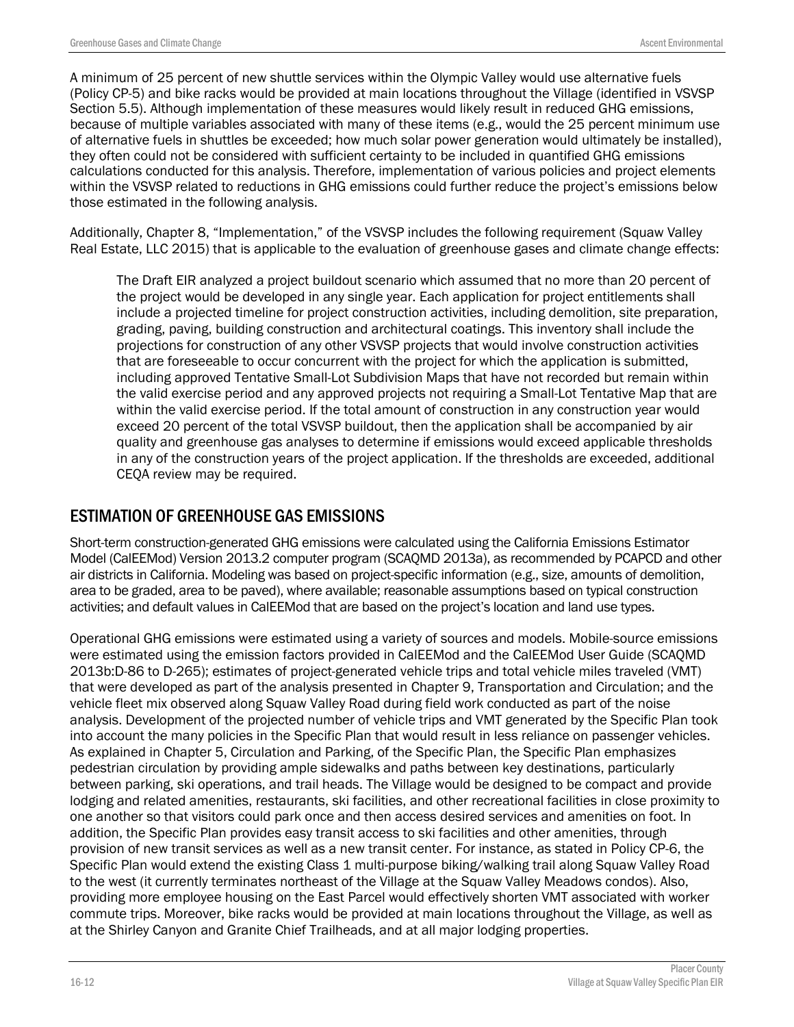A minimum of 25 percent of new shuttle services within the Olympic Valley would use alternative fuels (Policy CP-5) and bike racks would be provided at main locations throughout the Village (identified in VSVSP Section 5.5). Although implementation of these measures would likely result in reduced GHG emissions, because of multiple variables associated with many of these items (e.g., would the 25 percent minimum use of alternative fuels in shuttles be exceeded; how much solar power generation would ultimately be installed), they often could not be considered with sufficient certainty to be included in quantified GHG emissions calculations conducted for this analysis. Therefore, implementation of various policies and project elements within the VSVSP related to reductions in GHG emissions could further reduce the project's emissions below those estimated in the following analysis.

Additionally, Chapter 8, "Implementation," of the VSVSP includes the following requirement (Squaw Valley Real Estate, LLC 2015) that is applicable to the evaluation of greenhouse gases and climate change effects:

> The Draft EIR analyzed a project buildout scenario which assumed that no more than 20 percent of the project would be developed in any single year. Each application for project entitlements shall include a projected timeline for project construction activities, including demolition, site preparation, grading, paving, building construction and architectural coatings. This inventory shall include the projections for construction of any other VSVSP projects that would involve construction activities that are foreseeable to occur concurrent with the project for which the application is submitted, including approved Tentative Small-Lot Subdivision Maps that have not recorded but remain within the valid exercise period and any approved projects not requiring a Small-Lot Tentative Map that are within the valid exercise period. If the total amount of construction in any construction year would exceed 20 percent of the total VSVSP buildout, then the application shall be accompanied by air quality and greenhouse gas analyses to determine if emissions would exceed applicable thresholds in any of the construction years of the project application. If the thresholds are exceeded, additional CEQA review may be required.

## ESTIMATION OF GREENHOUSE GAS EMISSIONS

Short-term construction-generated GHG emissions were calculated using the California Emissions Estimator Model (CalEEMod) Version 2013.2 computer program (SCAQMD 2013a), as recommended by PCAPCD and other air districts in California. Modeling was based on project-specific information (e.g., size, amounts of demolition, area to be graded, area to be paved), where available; reasonable assumptions based on typical construction activities; and default values in CalEEMod that are based on the project's location and land use types.

Operational GHG emissions were estimated using a variety of sources and models. Mobile-source emissions were estimated using the emission factors provided in CalEEMod and the CalEEMod User Guide (SCAQMD 2013b:D-86 to D-265); estimates of project-generated vehicle trips and total vehicle miles traveled (VMT) that were developed as part of the analysis presented in Chapter 9, Transportation and Circulation; and the vehicle fleet mix observed along Squaw Valley Road during field work conducted as part of the noise analysis. Development of the projected number of vehicle trips and VMT generated by the Specific Plan took into account the many policies in the Specific Plan that would result in less reliance on passenger vehicles. As explained in Chapter 5, Circulation and Parking, of the Specific Plan, the Specific Plan emphasizes pedestrian circulation by providing ample sidewalks and paths between key destinations, particularly between parking, ski operations, and trail heads. The Village would be designed to be compact and provide lodging and related amenities, restaurants, ski facilities, and other recreational facilities in close proximity to one another so that visitors could park once and then access desired services and amenities on foot. In addition, the Specific Plan provides easy transit access to ski facilities and other amenities, through provision of new transit services as well as a new transit center. For instance, as stated in Policy CP-6, the Specific Plan would extend the existing Class 1 multi-purpose biking/walking trail along Squaw Valley Road to the west (it currently terminates northeast of the Village at the Squaw Valley Meadows condos). Also, providing more employee housing on the East Parcel would effectively shorten VMT associated with worker commute trips. Moreover, bike racks would be provided at main locations throughout the Village, as well as at the Shirley Canyon and Granite Chief Trailheads, and at all major lodging properties.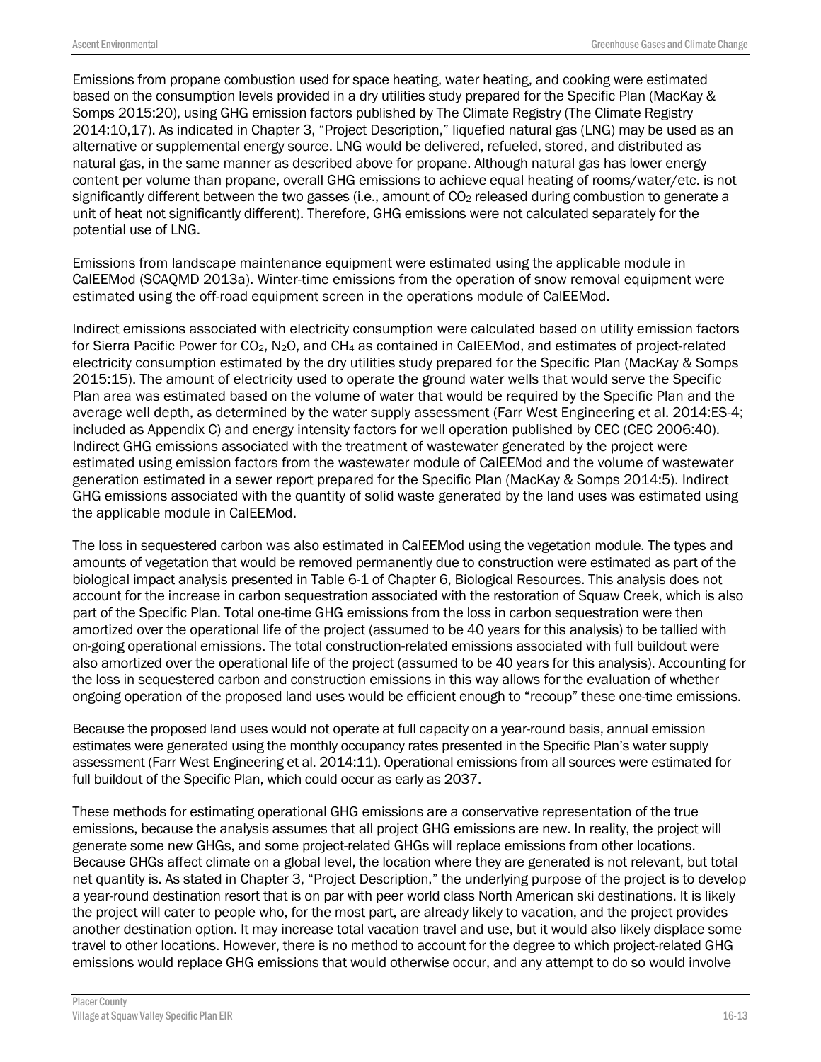Emissions from propane combustion used for space heating, water heating, and cooking were estimated based on the consumption levels provided in a dry utilities study prepared for the Specific Plan (MacKay & Somps 2015:20), using GHG emission factors published by The Climate Registry (The Climate Registry 2014:10,17). As indicated in Chapter 3, "Project Description," liquefied natural gas (LNG) may be used as an alternative or supplemental energy source. LNG would be delivered, refueled, stored, and distributed as natural gas, in the same manner as described above for propane. Although natural gas has lower energy content per volume than propane, overall GHG emissions to achieve equal heating of rooms/water/etc. is not significantly different between the two gasses (i.e., amount of $CO_2$ released during combustion to generate a unit of heat not significantly different). Therefore, GHG emissions were not calculated separately for the potential use of LNG.

Emissions from landscape maintenance equipment were estimated using the applicable module in CalEEMod (SCAQMD 2013a). Winter-time emissions from the operation of snow removal equipment were estimated using the off-road equipment screen in the operations module of CalEEMod.

Indirect emissions associated with electricity consumption were calculated based on utility emission factors for Sierra Pacific Power for $CO_2$, $N_2O$, and $CH_4$ as contained in CalEEMod, and estimates of project-related electricity consumption estimated by the dry utilities study prepared for the Specific Plan (MacKay & Somps 2015:15). The amount of electricity used to operate the ground water wells that would serve the Specific Plan area was estimated based on the volume of water that would be required by the Specific Plan and the average well depth, as determined by the water supply assessment (Farr West Engineering et al. 2014:ES-4; included as Appendix C) and energy intensity factors for well operation published by CEC (CEC 2006:40). Indirect GHG emissions associated with the treatment of wastewater generated by the project were estimated using emission factors from the wastewater module of CalEEMod and the volume of wastewater generation estimated in a sewer report prepared for the Specific Plan (MacKay & Somps 2014:5). Indirect GHG emissions associated with the quantity of solid waste generated by the land uses was estimated using the applicable module in CalEEMod.

The loss in sequestered carbon was also estimated in CalEEMod using the vegetation module. The types and amounts of vegetation that would be removed permanently due to construction were estimated as part of the biological impact analysis presented in Table 6-1 of Chapter 6, Biological Resources. This analysis does not account for the increase in carbon sequestration associated with the restoration of Squaw Creek, which is also part of the Specific Plan. Total one-time GHG emissions from the loss in carbon sequestration were then amortized over the operational life of the project (assumed to be 40 years for this analysis) to be tallied with on-going operational emissions. The total construction-related emissions associated with full buildout were also amortized over the operational life of the project (assumed to be 40 years for this analysis). Accounting for the loss in sequestered carbon and construction emissions in this way allows for the evaluation of whether ongoing operation of the proposed land uses would be efficient enough to "recoup" these one-time emissions.

Because the proposed land uses would not operate at full capacity on a year-round basis, annual emission estimates were generated using the monthly occupancy rates presented in the Specific Plan's water supply assessment (Farr West Engineering et al. 2014:11). Operational emissions from all sources were estimated for full buildout of the Specific Plan, which could occur as early as 2037.

These methods for estimating operational GHG emissions are a conservative representation of the true emissions, because the analysis assumes that all project GHG emissions are new. In reality, the project will generate some new GHGs, and some project-related GHGs will replace emissions from other locations. Because GHGs affect climate on a global level, the location where they are generated is not relevant, but total net quantity is. As stated in Chapter 3, "Project Description," the underlying purpose of the project is to develop a year-round destination resort that is on par with peer world class North American ski destinations. It is likely the project will cater to people who, for the most part, are already likely to vacation, and the project provides another destination option. It may increase total vacation travel and use, but it would also likely displace some travel to other locations. However, there is no method to account for the degree to which project-related GHG emissions would replace GHG emissions that would otherwise occur, and any attempt to do so would involve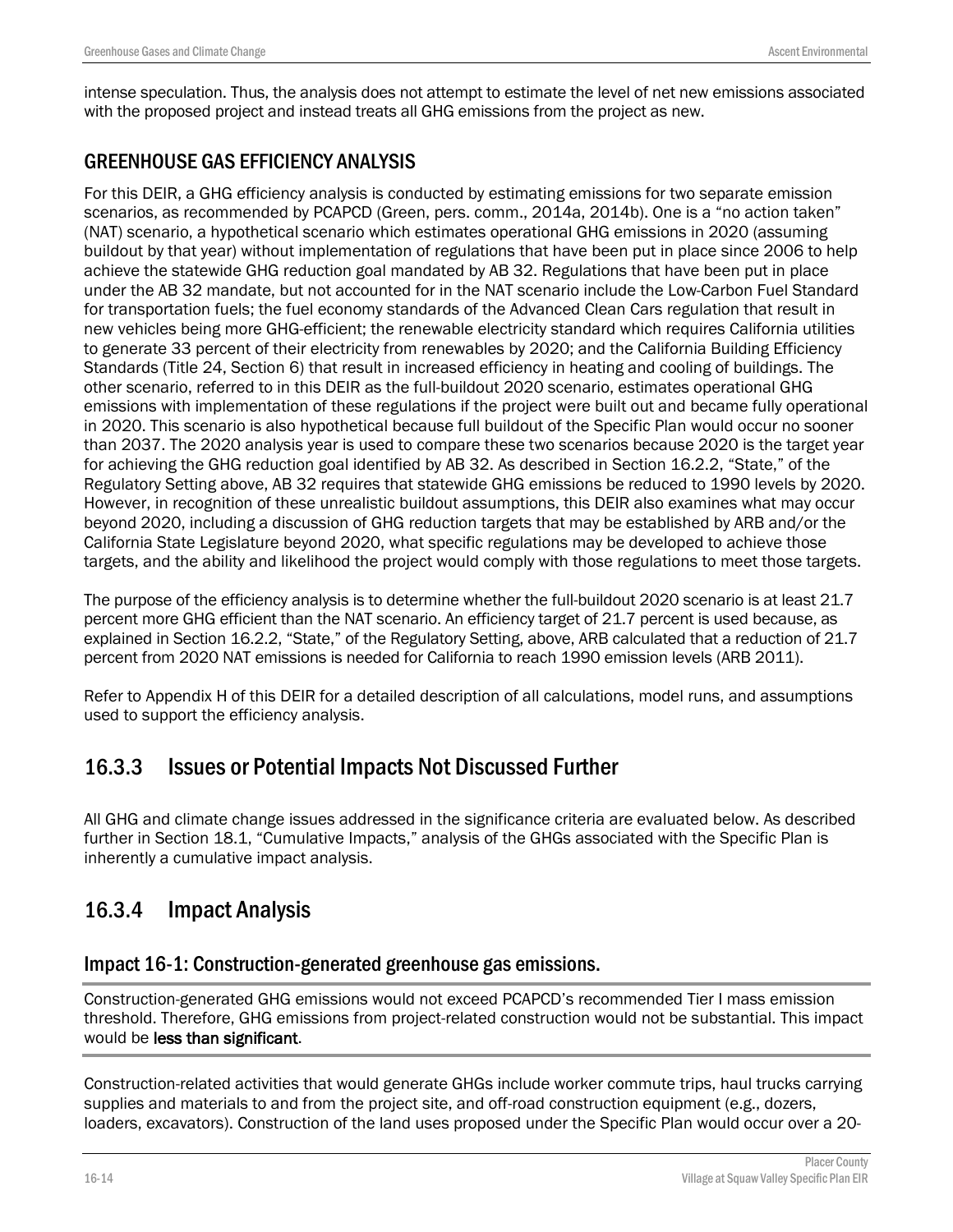intense speculation. Thus, the analysis does not attempt to estimate the level of net new emissions associated with the proposed project and instead treats all GHG emissions from the project as new.

### GREENHOUSE GAS EFFICIENCY ANALYSIS

For this DEIR, a GHG efficiency analysis is conducted by estimating emissions for two separate emission scenarios, as recommended by PCAPCD (Green, pers. comm., 2014a, 2014b). One is a "no action taken" (NAT) scenario, a hypothetical scenario which estimates operational GHG emissions in 2020 (assuming buildout by that year) without implementation of regulations that have been put in place since 2006 to help achieve the statewide GHG reduction goal mandated by AB 32. Regulations that have been put in place under the AB 32 mandate, but not accounted for in the NAT scenario include the Low-Carbon Fuel Standard for transportation fuels; the fuel economy standards of the Advanced Clean Cars regulation that result in new vehicles being more GHG-efficient; the renewable electricity standard which requires California utilities to generate 33 percent of their electricity from renewables by 2020; and the California Building Efficiency Standards (Title 24, Section 6) that result in increased efficiency in heating and cooling of buildings. The other scenario, referred to in this DEIR as the full-buildout 2020 scenario, estimates operational GHG emissions with implementation of these regulations if the project were built out and became fully operational in 2020. This scenario is also hypothetical because full buildout of the Specific Plan would occur no sooner than 2037. The 2020 analysis year is used to compare these two scenarios because 2020 is the target year for achieving the GHG reduction goal identified by AB 32. As described in Section 16.2.2, "State," of the Regulatory Setting above, AB 32 requires that statewide GHG emissions be reduced to 1990 levels by 2020. However, in recognition of these unrealistic buildout assumptions, this DEIR also examines what may occur beyond 2020, including a discussion of GHG reduction targets that may be established by ARB and/or the California State Legislature beyond 2020, what specific regulations may be developed to achieve those targets, and the ability and likelihood the project would comply with those regulations to meet those targets.

The purpose of the efficiency analysis is to determine whether the full-buildout 2020 scenario is at least 21.7 percent more GHG efficient than the NAT scenario. An efficiency target of 21.7 percent is used because, as explained in Section 16.2.2, "State," of the Regulatory Setting, above, ARB calculated that a reduction of 21.7 percent from 2020 NAT emissions is needed for California to reach 1990 emission levels (ARB 2011).

Refer to Appendix H of this DEIR for a detailed description of all calculations, model runs, and assumptions used to support the efficiency analysis.

## 16.3.3 Issues or Potential Impacts Not Discussed Further

All GHG and climate change issues addressed in the significance criteria are evaluated below. As described further in Section 18.1, "Cumulative Impacts," analysis of the GHGs associated with the Specific Plan is inherently a cumulative impact analysis.

## 16.3.4 Impact Analysis

### Impact 16-1: Construction-generated greenhouse gas emissions.

Construction-generated GHG emissions would not exceed PCAPCD's recommended Tier I mass emission threshold. Therefore, GHG emissions from project-related construction would not be substantial. This impact would be **less than significant**.

Construction-related activities that would generate GHGs include worker commute trips, haul trucks carrying supplies and materials to and from the project site, and off-road construction equipment (e.g., dozers, loaders, excavators). Construction of the land uses proposed under the Specific Plan would occur over a 20-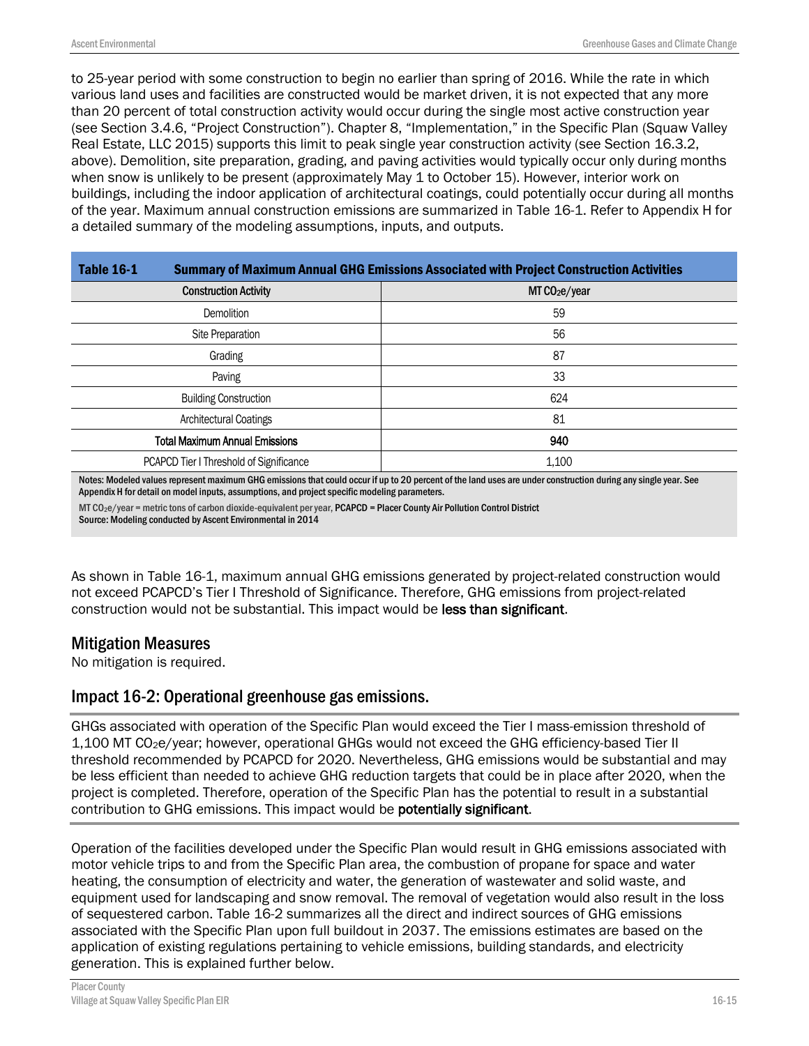to 25-year period with some construction to begin no earlier than spring of 2016. While the rate in which various land uses and facilities are constructed would be market driven, it is not expected that any more than 20 percent of total construction activity would occur during the single most active construction year (see Section 3.4.6, "Project Construction"). Chapter 8, "Implementation," in the Specific Plan (Squaw Valley Real Estate, LLC 2015) supports this limit to peak single year construction activity (see Section 16.3.2, above). Demolition, site preparation, grading, and paving activities would typically occur only during months when snow is unlikely to be present (approximately May 1 to October 15). However, interior work on buildings, including the indoor application of architectural coatings, could potentially occur during all months of the year. Maximum annual construction emissions are summarized in Table 16-1. Refer to Appendix H for a detailed summary of the modeling assumptions, inputs, and outputs.

**Table 16-1 Summary of Maximum Annual GHG Emissions Associated with Project Construction Activities**

| Construction Activity | MT $CO_2e$/year |
|---|---|
| Demolition | 59 |
| Site Preparation | 56 |
| Grading | 87 |
| Paving | 33 |
| Building Construction | 624 |
| Architectural Coatings | 81 |
| **Total Maximum Annual Emissions** | **940** |
| PCAPCD Tier I Threshold of Significance | 1,100 |

Notes: Modeled values represent maximum GHG emissions that could occur if up to 20 percent of the land uses are under construction during any single year. See Appendix H for detail on model inputs, assumptions, and project specific modeling parameters.

MT $CO_2e$/year = metric tons of carbon dioxide-equivalent per year, PCAPCD = Placer County Air Pollution Control District

Source: Modeling conducted by Ascent Environmental in 2014

As shown in Table 16-1, maximum annual GHG emissions generated by project-related construction would not exceed PCAPCD's Tier I Threshold of Significance. Therefore, GHG emissions from project-related construction would not be substantial. This impact would be **less than significant**.

## Mitigation Measures

No mitigation is required.

## Impact 16-2: Operational greenhouse gas emissions.

GHGs associated with operation of the Specific Plan would exceed the Tier I mass-emission threshold of 1,100 MT $CO_2e$/year; however, operational GHGs would not exceed the GHG efficiency-based Tier II threshold recommended by PCAPCD for 2020. Nevertheless, GHG emissions would be substantial and may be less efficient than needed to achieve GHG reduction targets that could be in place after 2020, when the project is completed. Therefore, operation of the Specific Plan has the potential to result in a substantial contribution to GHG emissions. This impact would be **potentially significant**.

Operation of the facilities developed under the Specific Plan would result in GHG emissions associated with motor vehicle trips to and from the Specific Plan area, the combustion of propane for space and water heating, the consumption of electricity and water, the generation of wastewater and solid waste, and equipment used for landscaping and snow removal. The removal of vegetation would also result in the loss of sequestered carbon. Table 16-2 summarizes all the direct and indirect sources of GHG emissions associated with the Specific Plan upon full buildout in 2037. The emissions estimates are based on the application of existing regulations pertaining to vehicle emissions, building standards, and electricity generation. This is explained further below.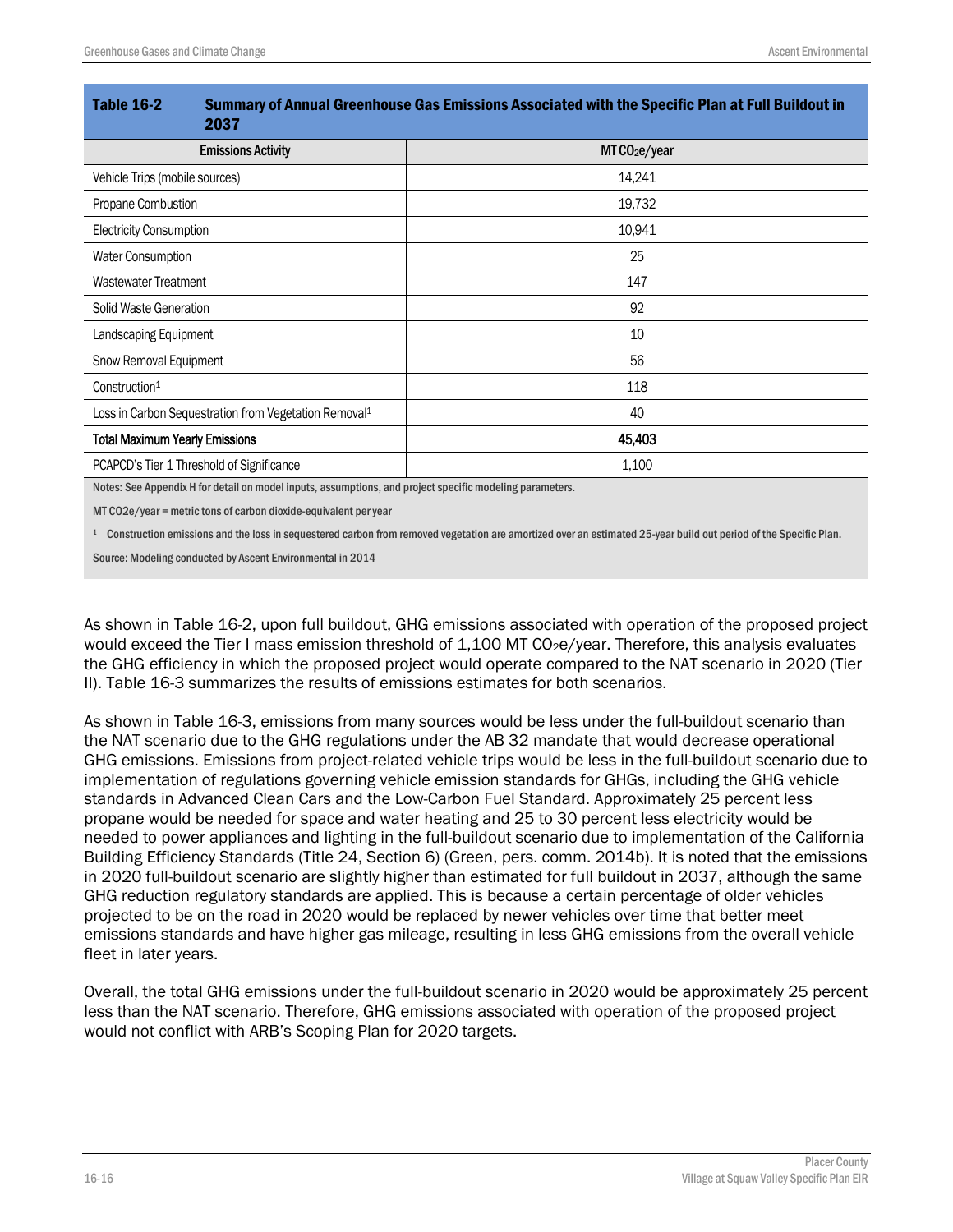**Table 16-2 Summary of Annual Greenhouse Gas Emissions Associated with the Specific Plan at Full Buildout in 2037**

| Emissions Activity | MT $CO_2$e/year |
|---|---|
| Vehicle Trips (mobile sources) | 14,241 |
| Propane Combustion | 19,732 |
| Electricity Consumption | 10,941 |
| Water Consumption | 25 |
| Wastewater Treatment | 147 |
| Solid Waste Generation | 92 |
| Landscaping Equipment | 10 |
| Snow Removal Equipment | 56 |
| Construction[1] | 118 |
| Loss in Carbon Sequestration from Vegetation Removal[1] | 40 |
| **Total Maximum Yearly Emissions** | **45,403** |
| PCAPCD's Tier 1 Threshold of Significance | 1,100 |

Notes: See Appendix H for detail on model inputs, assumptions, and project specific modeling parameters.

MT CO2e/year = metric tons of carbon dioxide-equivalent per year

[1] Construction emissions and the loss in sequestered carbon from removed vegetation are amortized over an estimated 25-year build out period of the Specific Plan.

Source: Modeling conducted by Ascent Environmental in 2014

As shown in Table 16-2, upon full buildout, GHG emissions associated with operation of the proposed project would exceed the Tier I mass emission threshold of 1,100 MT $CO_2$e/year. Therefore, this analysis evaluates the GHG efficiency in which the proposed project would operate compared to the NAT scenario in 2020 (Tier II). Table 16-3 summarizes the results of emissions estimates for both scenarios.

As shown in Table 16-3, emissions from many sources would be less under the full-buildout scenario than the NAT scenario due to the GHG regulations under the AB 32 mandate that would decrease operational GHG emissions. Emissions from project-related vehicle trips would be less in the full-buildout scenario due to implementation of regulations governing vehicle emission standards for GHGs, including the GHG vehicle standards in Advanced Clean Cars and the Low-Carbon Fuel Standard. Approximately 25 percent less propane would be needed for space and water heating and 25 to 30 percent less electricity would be needed to power appliances and lighting in the full-buildout scenario due to implementation of the California Building Efficiency Standards (Title 24, Section 6) (Green, pers. comm. 2014b). It is noted that the emissions in 2020 full-buildout scenario are slightly higher than estimated for full buildout in 2037, although the same GHG reduction regulatory standards are applied. This is because a certain percentage of older vehicles projected to be on the road in 2020 would be replaced by newer vehicles over time that better meet emissions standards and have higher gas mileage, resulting in less GHG emissions from the overall vehicle fleet in later years.

Overall, the total GHG emissions under the full-buildout scenario in 2020 would be approximately 25 percent less than the NAT scenario. Therefore, GHG emissions associated with operation of the proposed project would not conflict with ARB's Scoping Plan for 2020 targets.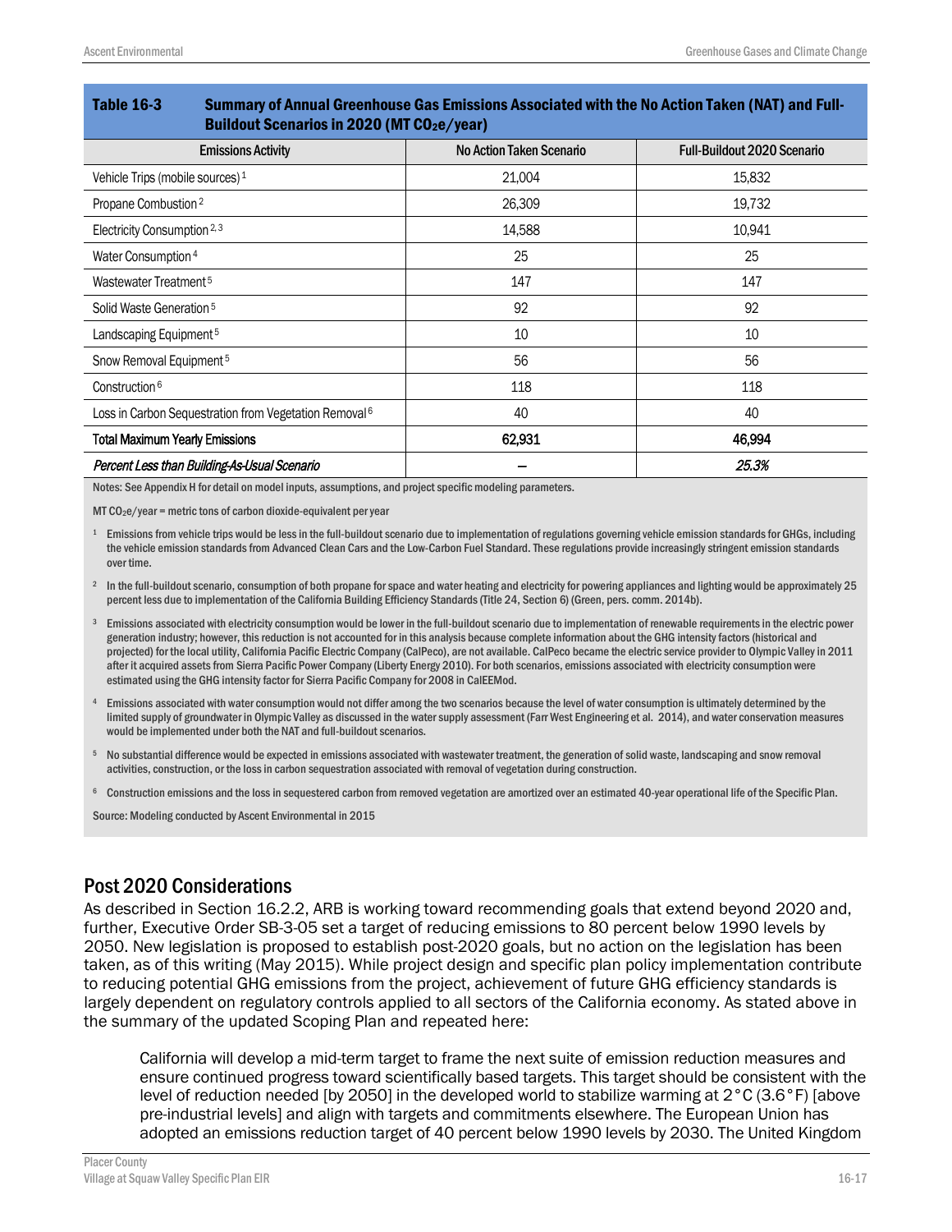**Table 16-3 Summary of Annual Greenhouse Gas Emissions Associated with the No Action Taken (NAT) and Full-Buildout Scenarios in 2020 (MT $CO_2e$/year)**

| Emissions Activity | No Action Taken Scenario | Full-Buildout 2020 Scenario |
|---|---|---|
| Vehicle Trips (mobile sources) [1] | 21,004 | 15,832 |
| Propane Combustion [2] | 26,309 | 19,732 |
| Electricity Consumption [2, 3] | 14,588 | 10,941 |
| Water Consumption [4] | 25 | 25 |
| Wastewater Treatment [5] | 147 | 147 |
| Solid Waste Generation [5] | 92 | 92 |
| Landscaping Equipment [5] | 10 | 10 |
| Snow Removal Equipment [5] | 56 | 56 |
| Construction [6] | 118 | 118 |
| Loss in Carbon Sequestration from Vegetation Removal [6] | 40 | 40 |
| **Total Maximum Yearly Emissions** | **62,931** | **46,994** |
| *Percent Less than Building-As-Usual Scenario* | – | *25.3%* |

Notes: See Appendix H for detail on model inputs, assumptions, and project specific modeling parameters.

MT $CO_2e$/year = metric tons of carbon dioxide-equivalent per year

[1] Emissions from vehicle trips would be less in the full-buildout scenario due to implementation of regulations governing vehicle emission standards for GHGs, including the vehicle emission standards from Advanced Clean Cars and the Low-Carbon Fuel Standard. These regulations provide increasingly stringent emission standards over time.

[2] In the full-buildout scenario, consumption of both propane for space and water heating and electricity for powering appliances and lighting would be approximately 25 percent less due to implementation of the California Building Efficiency Standards (Title 24, Section 6) (Green, pers. comm. 2014b).

[3] Emissions associated with electricity consumption would be lower in the full-buildout scenario due to implementation of renewable requirements in the electric power generation industry; however, this reduction is not accounted for in this analysis because complete information about the GHG intensity factors (historical and projected) for the local utility, California Pacific Electric Company (CalPeco), are not available. CalPeco became the electric service provider to Olympic Valley in 2011 after it acquired assets from Sierra Pacific Power Company (Liberty Energy 2010). For both scenarios, emissions associated with electricity consumption were estimated using the GHG intensity factor for Sierra Pacific Company for 2008 in CalEEMod.

[4] Emissions associated with water consumption would not differ among the two scenarios because the level of water consumption is ultimately determined by the limited supply of groundwater in Olympic Valley as discussed in the water supply assessment (Farr West Engineering et al. 2014), and water conservation measures would be implemented under both the NAT and full-buildout scenarios.

[5] No substantial difference would be expected in emissions associated with wastewater treatment, the generation of solid waste, landscaping and snow removal activities, construction, or the loss in carbon sequestration associated with removal of vegetation during construction.

[6] Construction emissions and the loss in sequestered carbon from removed vegetation are amortized over an estimated 40-year operational life of the Specific Plan.

Source: Modeling conducted by Ascent Environmental in 2015

## Post 2020 Considerations

As described in Section 16.2.2, ARB is working toward recommending goals that extend beyond 2020 and, further, Executive Order SB-3-05 set a target of reducing emissions to 80 percent below 1990 levels by 2050. New legislation is proposed to establish post-2020 goals, but no action on the legislation has been taken, as of this writing (May 2015). While project design and specific plan policy implementation contribute to reducing potential GHG emissions from the project, achievement of future GHG efficiency standards is largely dependent on regulatory controls applied to all sectors of the California economy. As stated above in the summary of the updated Scoping Plan and repeated here:

> California will develop a mid-term target to frame the next suite of emission reduction measures and ensure continued progress toward scientifically based targets. This target should be consistent with the level of reduction needed [by 2050] in the developed world to stabilize warming at 2°C (3.6°F) [above pre-industrial levels] and align with targets and commitments elsewhere. The European Union has adopted an emissions reduction target of 40 percent below 1990 levels by 2030. The United Kingdom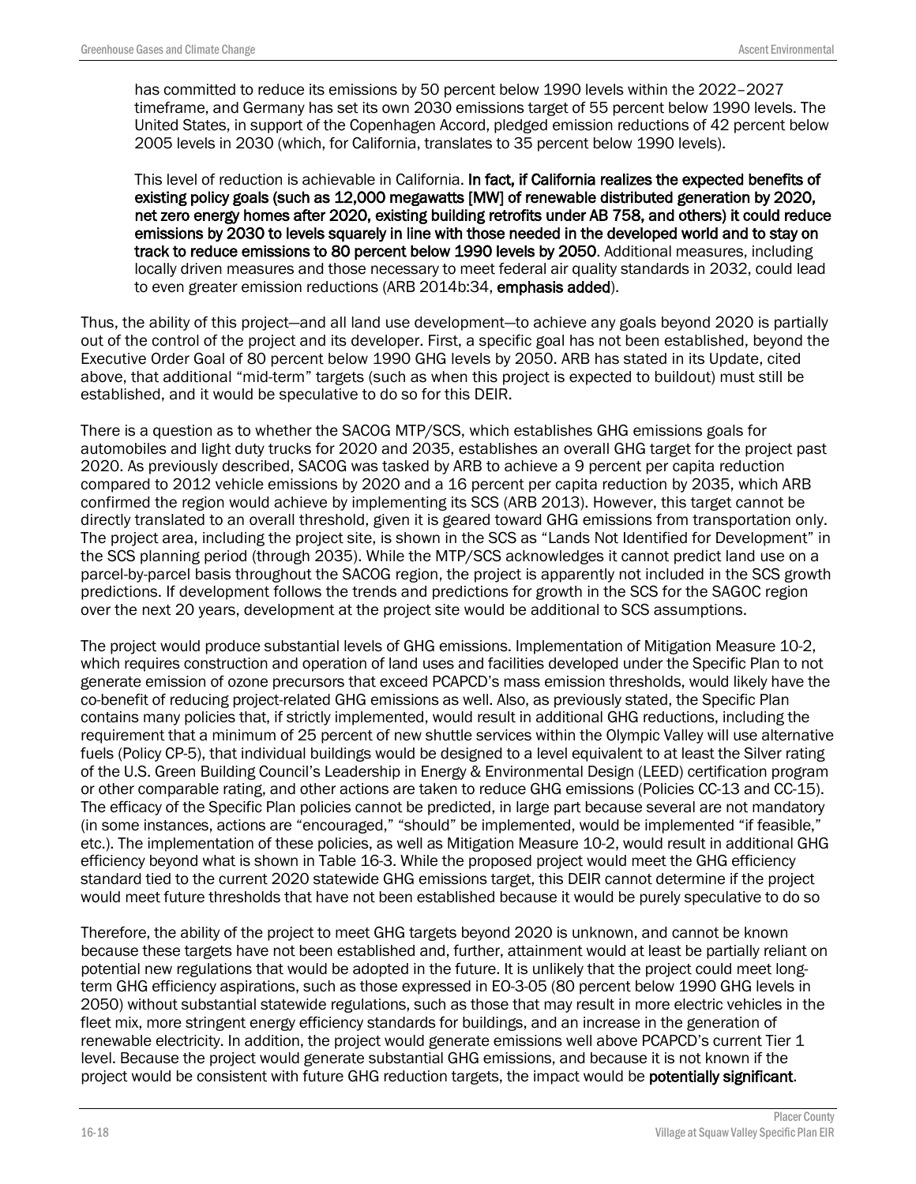> has committed to reduce its emissions by 50 percent below 1990 levels within the 2022–2027 timeframe, and Germany has set its own 2030 emissions target of 55 percent below 1990 levels. The United States, in support of the Copenhagen Accord, pledged emission reductions of 42 percent below 2005 levels in 2030 (which, for California, translates to 35 percent below 1990 levels).
>
> This level of reduction is achievable in California. **In fact, if California realizes the expected benefits of existing policy goals (such as 12,000 megawatts [MW] of renewable distributed generation by 2020, net zero energy homes after 2020, existing building retrofits under AB 758, and others) it could reduce emissions by 2030 to levels squarely in line with those needed in the developed world and to stay on track to reduce emissions to 80 percent below 1990 levels by 2050**. Additional measures, including locally driven measures and those necessary to meet federal air quality standards in 2032, could lead to even greater emission reductions (ARB 2014b:34, **emphasis added**).

Thus, the ability of this project—and all land use development—to achieve any goals beyond 2020 is partially out of the control of the project and its developer. First, a specific goal has not been established, beyond the Executive Order Goal of 80 percent below 1990 GHG levels by 2050. ARB has stated in its Update, cited above, that additional "mid-term" targets (such as when this project is expected to buildout) must still be established, and it would be speculative to do so for this DEIR.

There is a question as to whether the SACOG MTP/SCS, which establishes GHG emissions goals for automobiles and light duty trucks for 2020 and 2035, establishes an overall GHG target for the project past 2020. As previously described, SACOG was tasked by ARB to achieve a 9 percent per capita reduction compared to 2012 vehicle emissions by 2020 and a 16 percent per capita reduction by 2035, which ARB confirmed the region would achieve by implementing its SCS (ARB 2013). However, this target cannot be directly translated to an overall threshold, given it is geared toward GHG emissions from transportation only. The project area, including the project site, is shown in the SCS as "Lands Not Identified for Development" in the SCS planning period (through 2035). While the MTP/SCS acknowledges it cannot predict land use on a parcel-by-parcel basis throughout the SACOG region, the project is apparently not included in the SCS growth predictions. If development follows the trends and predictions for growth in the SCS for the SAGOC region over the next 20 years, development at the project site would be additional to SCS assumptions.

The project would produce substantial levels of GHG emissions. Implementation of Mitigation Measure 10-2, which requires construction and operation of land uses and facilities developed under the Specific Plan to not generate emission of ozone precursors that exceed PCAPCD's mass emission thresholds, would likely have the co-benefit of reducing project-related GHG emissions as well. Also, as previously stated, the Specific Plan contains many policies that, if strictly implemented, would result in additional GHG reductions, including the requirement that a minimum of 25 percent of new shuttle services within the Olympic Valley will use alternative fuels (Policy CP-5), that individual buildings would be designed to a level equivalent to at least the Silver rating of the U.S. Green Building Council's Leadership in Energy & Environmental Design (LEED) certification program or other comparable rating, and other actions are taken to reduce GHG emissions (Policies CC-13 and CC-15). The efficacy of the Specific Plan policies cannot be predicted, in large part because several are not mandatory (in some instances, actions are "encouraged," "should" be implemented, would be implemented "if feasible," etc.). The implementation of these policies, as well as Mitigation Measure 10-2, would result in additional GHG efficiency beyond what is shown in Table 16-3. While the proposed project would meet the GHG efficiency standard tied to the current 2020 statewide GHG emissions target, this DEIR cannot determine if the project would meet future thresholds that have not been established because it would be purely speculative to do so

Therefore, the ability of the project to meet GHG targets beyond 2020 is unknown, and cannot be known because these targets have not been established and, further, attainment would at least be partially reliant on potential new regulations that would be adopted in the future. It is unlikely that the project could meet long-term GHG efficiency aspirations, such as those expressed in EO-3-05 (80 percent below 1990 GHG levels in 2050) without substantial statewide regulations, such as those that may result in more electric vehicles in the fleet mix, more stringent energy efficiency standards for buildings, and an increase in the generation of renewable electricity. In addition, the project would generate emissions well above PCAPCD's current Tier 1 level. Because the project would generate substantial GHG emissions, and because it is not known if the project would be consistent with future GHG reduction targets, the impact would be **potentially significant**.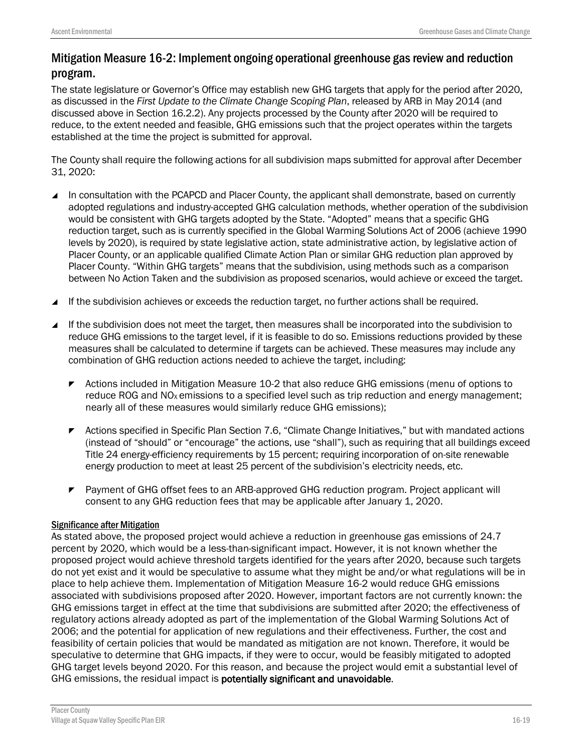## Mitigation Measure 16-2: Implement ongoing operational greenhouse gas review and reduction program.

The state legislature or Governor's Office may establish new GHG targets that apply for the period after 2020, as discussed in the *First Update to the Climate Change Scoping Plan*, released by ARB in May 2014 (and discussed above in Section 16.2.2). Any projects processed by the County after 2020 will be required to reduce, to the extent needed and feasible, GHG emissions such that the project operates within the targets established at the time the project is submitted for approval.

The County shall require the following actions for all subdivision maps submitted for approval after December 31, 2020:

- In consultation with the PCAPCD and Placer County, the applicant shall demonstrate, based on currently adopted regulations and industry-accepted GHG calculation methods, whether operation of the subdivision would be consistent with GHG targets adopted by the State. "Adopted" means that a specific GHG reduction target, such as is currently specified in the Global Warming Solutions Act of 2006 (achieve 1990 levels by 2020), is required by state legislative action, state administrative action, by legislative action of Placer County, or an applicable qualified Climate Action Plan or similar GHG reduction plan approved by Placer County. "Within GHG targets" means that the subdivision, using methods such as a comparison between No Action Taken and the subdivision as proposed scenarios, would achieve or exceed the target.
- If the subdivision achieves or exceeds the reduction target, no further actions shall be required.
- If the subdivision does not meet the target, then measures shall be incorporated into the subdivision to reduce GHG emissions to the target level, if it is feasible to do so. Emissions reductions provided by these measures shall be calculated to determine if targets can be achieved. These measures may include any combination of GHG reduction actions needed to achieve the target, including:
  - Actions included in Mitigation Measure 10-2 that also reduce GHG emissions (menu of options to reduce ROG and $NO_X$ emissions to a specified level such as trip reduction and energy management; nearly all of these measures would similarly reduce GHG emissions);
  - Actions specified in Specific Plan Section 7.6, "Climate Change Initiatives," but with mandated actions (instead of "should" or "encourage" the actions, use "shall"), such as requiring that all buildings exceed Title 24 energy-efficiency requirements by 15 percent; requiring incorporation of on-site renewable energy production to meet at least 25 percent of the subdivision's electricity needs, etc.
  - Payment of GHG offset fees to an ARB-approved GHG reduction program. Project applicant will consent to any GHG reduction fees that may be applicable after January 1, 2020.

<u>Significance after Mitigation</u>

As stated above, the proposed project would achieve a reduction in greenhouse gas emissions of 24.7 percent by 2020, which would be a less-than-significant impact. However, it is not known whether the proposed project would achieve threshold targets identified for the years after 2020, because such targets do not yet exist and it would be speculative to assume what they might be and/or what regulations will be in place to help achieve them. Implementation of Mitigation Measure 16-2 would reduce GHG emissions associated with subdivisions proposed after 2020. However, important factors are not currently known: the GHG emissions target in effect at the time that subdivisions are submitted after 2020; the effectiveness of regulatory actions already adopted as part of the implementation of the Global Warming Solutions Act of 2006; and the potential for application of new regulations and their effectiveness. Further, the cost and feasibility of certain policies that would be mandated as mitigation are not known. Therefore, it would be speculative to determine that GHG impacts, if they were to occur, would be feasibly mitigated to adopted GHG target levels beyond 2020. For this reason, and because the project would emit a substantial level of GHG emissions, the residual impact is **potentially significant and unavoidable**.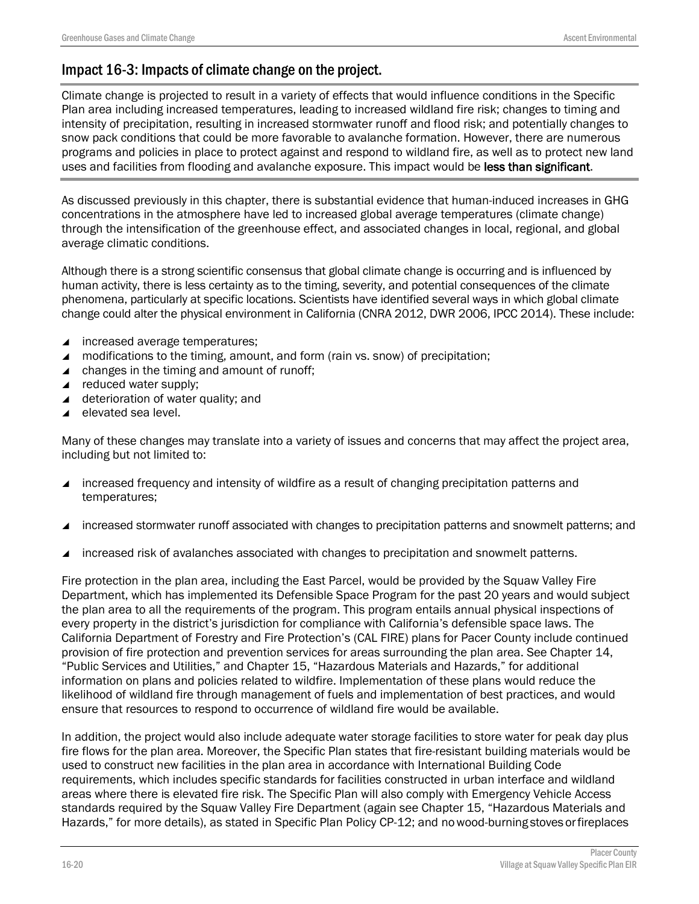## Impact 16-3: Impacts of climate change on the project.

Climate change is projected to result in a variety of effects that would influence conditions in the Specific Plan area including increased temperatures, leading to increased wildland fire risk; changes to timing and intensity of precipitation, resulting in increased stormwater runoff and flood risk; and potentially changes to snow pack conditions that could be more favorable to avalanche formation. However, there are numerous programs and policies in place to protect against and respond to wildland fire, as well as to protect new land uses and facilities from flooding and avalanche exposure. This impact would be **less than significant**.

As discussed previously in this chapter, there is substantial evidence that human-induced increases in GHG concentrations in the atmosphere have led to increased global average temperatures (climate change) through the intensification of the greenhouse effect, and associated changes in local, regional, and global average climatic conditions.

Although there is a strong scientific consensus that global climate change is occurring and is influenced by human activity, there is less certainty as to the timing, severity, and potential consequences of the climate phenomena, particularly at specific locations. Scientists have identified several ways in which global climate change could alter the physical environment in California (CNRA 2012, DWR 2006, IPCC 2014). These include:

- increased average temperatures;
- modifications to the timing, amount, and form (rain vs. snow) of precipitation;
- changes in the timing and amount of runoff;
- reduced water supply;
- deterioration of water quality; and
- elevated sea level.

Many of these changes may translate into a variety of issues and concerns that may affect the project area, including but not limited to:

- increased frequency and intensity of wildfire as a result of changing precipitation patterns and temperatures;
- increased stormwater runoff associated with changes to precipitation patterns and snowmelt patterns; and
- increased risk of avalanches associated with changes to precipitation and snowmelt patterns.

Fire protection in the plan area, including the East Parcel, would be provided by the Squaw Valley Fire Department, which has implemented its Defensible Space Program for the past 20 years and would subject the plan area to all the requirements of the program. This program entails annual physical inspections of every property in the district's jurisdiction for compliance with California's defensible space laws. The California Department of Forestry and Fire Protection's (CAL FIRE) plans for Pacer County include continued provision of fire protection and prevention services for areas surrounding the plan area. See Chapter 14, "Public Services and Utilities," and Chapter 15, "Hazardous Materials and Hazards," for additional information on plans and policies related to wildfire. Implementation of these plans would reduce the likelihood of wildland fire through management of fuels and implementation of best practices, and would ensure that resources to respond to occurrence of wildland fire would be available.

In addition, the project would also include adequate water storage facilities to store water for peak day plus fire flows for the plan area. Moreover, the Specific Plan states that fire-resistant building materials would be used to construct new facilities in the plan area in accordance with International Building Code requirements, which includes specific standards for facilities constructed in urban interface and wildland areas where there is elevated fire risk. The Specific Plan will also comply with Emergency Vehicle Access standards required by the Squaw Valley Fire Department (again see Chapter 15, "Hazardous Materials and Hazards," for more details), as stated in Specific Plan Policy CP-12; and no wood-burning stoves or fireplaces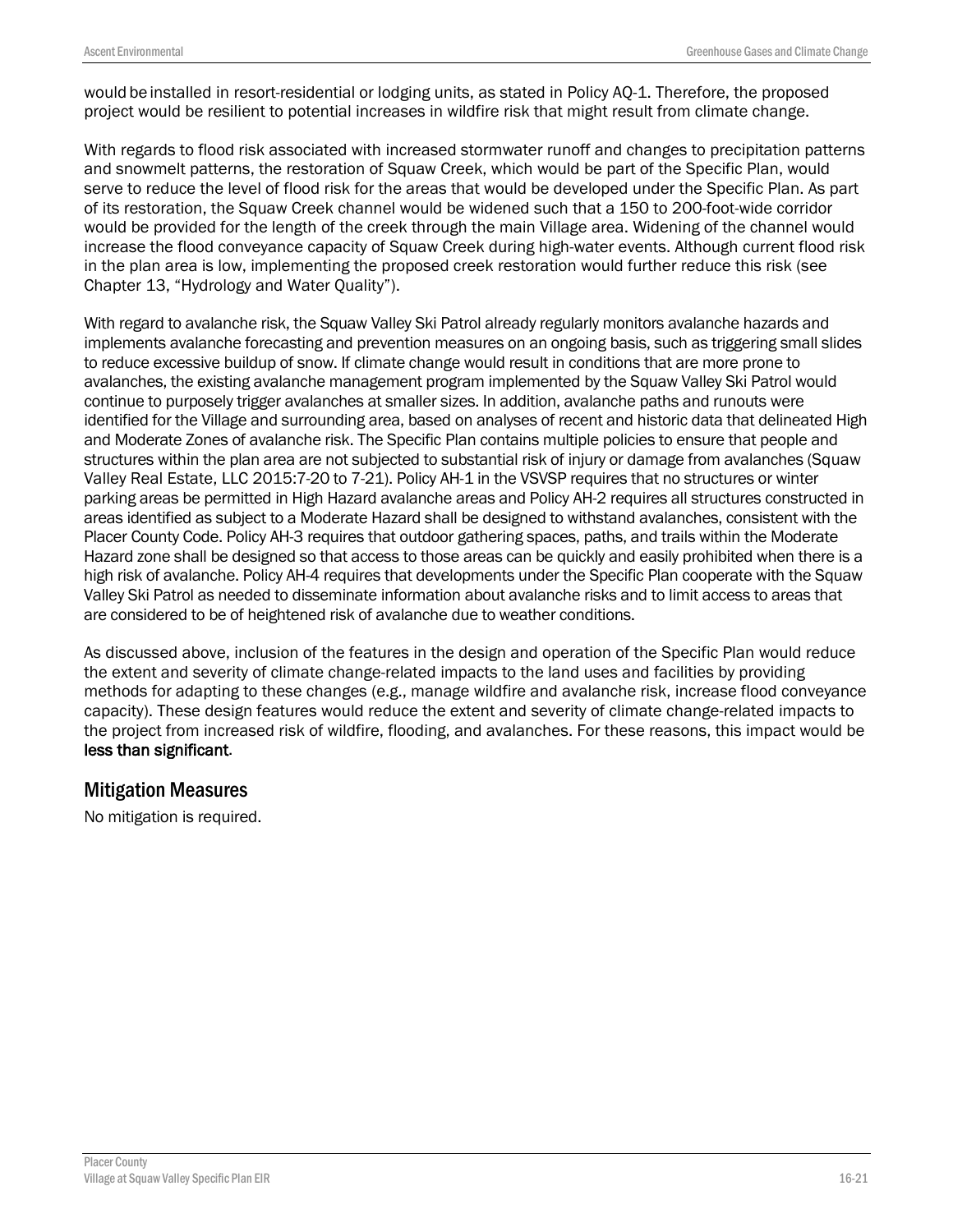would be installed in resort-residential or lodging units, as stated in Policy AQ-1. Therefore, the proposed project would be resilient to potential increases in wildfire risk that might result from climate change.

With regards to flood risk associated with increased stormwater runoff and changes to precipitation patterns and snowmelt patterns, the restoration of Squaw Creek, which would be part of the Specific Plan, would serve to reduce the level of flood risk for the areas that would be developed under the Specific Plan. As part of its restoration, the Squaw Creek channel would be widened such that a 150 to 200-foot-wide corridor would be provided for the length of the creek through the main Village area. Widening of the channel would increase the flood conveyance capacity of Squaw Creek during high-water events. Although current flood risk in the plan area is low, implementing the proposed creek restoration would further reduce this risk (see Chapter 13, "Hydrology and Water Quality").

With regard to avalanche risk, the Squaw Valley Ski Patrol already regularly monitors avalanche hazards and implements avalanche forecasting and prevention measures on an ongoing basis, such as triggering small slides to reduce excessive buildup of snow. If climate change would result in conditions that are more prone to avalanches, the existing avalanche management program implemented by the Squaw Valley Ski Patrol would continue to purposely trigger avalanches at smaller sizes. In addition, avalanche paths and runouts were identified for the Village and surrounding area, based on analyses of recent and historic data that delineated High and Moderate Zones of avalanche risk. The Specific Plan contains multiple policies to ensure that people and structures within the plan area are not subjected to substantial risk of injury or damage from avalanches (Squaw Valley Real Estate, LLC 2015:7-20 to 7-21). Policy AH-1 in the VSVSP requires that no structures or winter parking areas be permitted in High Hazard avalanche areas and Policy AH-2 requires all structures constructed in areas identified as subject to a Moderate Hazard shall be designed to withstand avalanches, consistent with the Placer County Code. Policy AH-3 requires that outdoor gathering spaces, paths, and trails within the Moderate Hazard zone shall be designed so that access to those areas can be quickly and easily prohibited when there is a high risk of avalanche. Policy AH-4 requires that developments under the Specific Plan cooperate with the Squaw Valley Ski Patrol as needed to disseminate information about avalanche risks and to limit access to areas that are considered to be of heightened risk of avalanche due to weather conditions.

As discussed above, inclusion of the features in the design and operation of the Specific Plan would reduce the extent and severity of climate change-related impacts to the land uses and facilities by providing methods for adapting to these changes (e.g., manage wildfire and avalanche risk, increase flood conveyance capacity). These design features would reduce the extent and severity of climate change-related impacts to the project from increased risk of wildfire, flooding, and avalanches. For these reasons, this impact would be **less than significant**.

## Mitigation Measures

No mitigation is required.